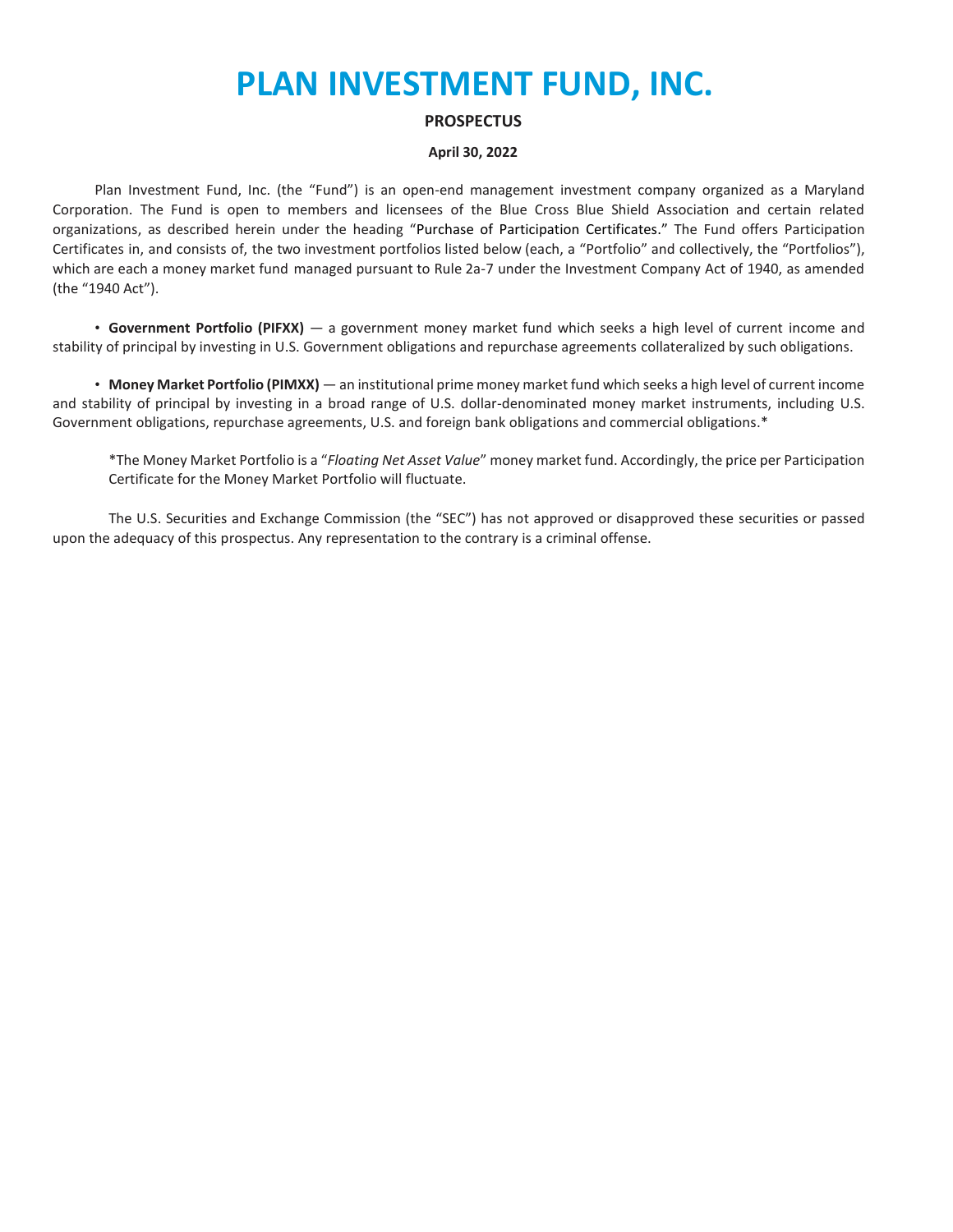# PLAN INVESTMENT FUND, INC.

## PROSPECTUS

**April 30, 2022**

Plan Investment Fund, Inc. (the "Fund") is an open-end management investment company organized as a Maryland Corporation. The Fund is open to members and licensees of the Blue Cross Blue Shield Association and certain related organizations, as described herein under the heading "Purchase of Participation Certificates." The Fund offers Participation Certificates in, and consists of, the two investment portfolios listed below (each, a "Portfolio" and collectively, the "Portfolios"), which are each a money market fund managed pursuant to Rule 2a-7 under the Investment Company Act of 1940, as amended (the "1940 Act").

- **Government Portfolio (PIFXX)** — a government money market fund which seeks a high level of current income and stability of principal by investing in U.S. Government obligations and repurchase agreements collateralized by such obligations.

- **Money Market Portfolio (PIMXX)** — an institutional prime money market fund which seeks a high level of current income and stability of principal by investing in a broad range of U.S. dollar-denominated money market instruments, including U.S. Government obligations, repurchase agreements, U.S. and foreign bank obligations and commercial obligations.*

*The Money Market Portfolio is a "*Floating Net Asset Value*" money market fund. Accordingly, the price per Participation Certificate for the Money Market Portfolio will fluctuate.

The U.S. Securities and Exchange Commission (the "SEC") has not approved or disapproved these securities or passed upon the adequacy of this prospectus. Any representation to the contrary is a criminal offense.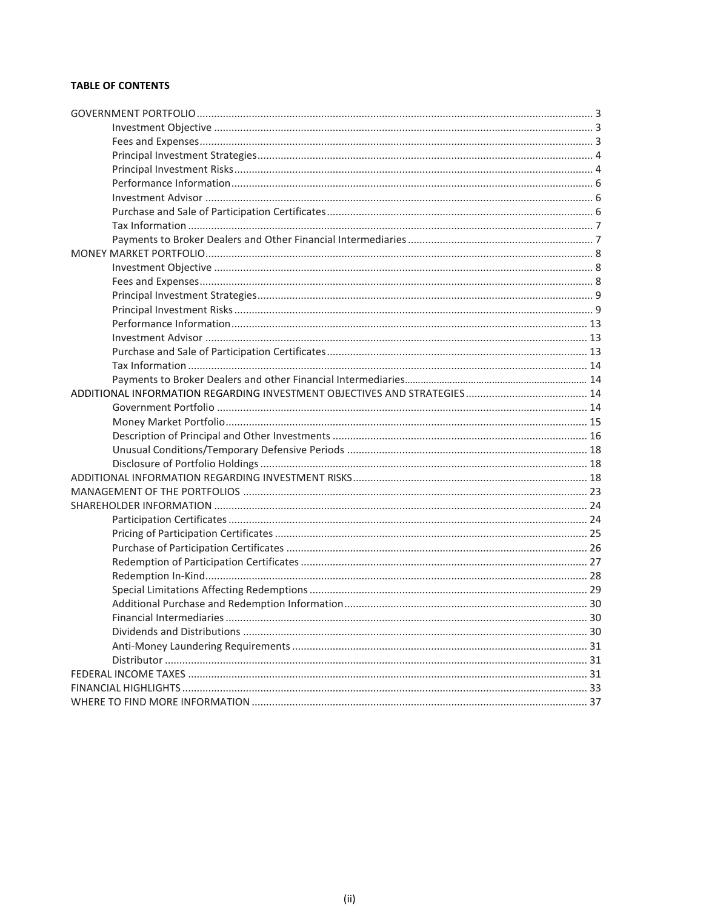**TABLE OF CONTENTS**

| Section | Page |
| --- | --- |
| GOVERNMENT PORTFOLIO | 3 |
| Investment Objective | 3 |
| Fees and Expenses | 3 |
| Principal Investment Strategies | 4 |
| Principal Investment Risks | 4 |
| Performance Information | 6 |
| Investment Advisor | 6 |
| Purchase and Sale of Participation Certificates | 6 |
| Tax Information | 7 |
| Payments to Broker Dealers and Other Financial Intermediaries | 7 |
| MONEY MARKET PORTFOLIO | 8 |
| Investment Objective | 8 |
| Fees and Expenses | 8 |
| Principal Investment Strategies | 9 |
| Principal Investment Risks | 9 |
| Performance Information | 13 |
| Investment Advisor | 13 |
| Purchase and Sale of Participation Certificates | 13 |
| Tax Information | 14 |
| Payments to Broker Dealers and other Financial Intermediaries | 14 |
| ADDITIONAL INFORMATION REGARDING INVESTMENT OBJECTIVES AND STRATEGIES | 14 |
| Government Portfolio | 14 |
| Money Market Portfolio | 15 |
| Description of Principal and Other Investments | 16 |
| Unusual Conditions/Temporary Defensive Periods | 18 |
| Disclosure of Portfolio Holdings | 18 |
| ADDITIONAL INFORMATION REGARDING INVESTMENT RISKS | 18 |
| MANAGEMENT OF THE PORTFOLIOS | 23 |
| SHAREHOLDER INFORMATION | 24 |
| Participation Certificates | 24 |
| Pricing of Participation Certificates | 25 |
| Purchase of Participation Certificates | 26 |
| Redemption of Participation Certificates | 27 |
| Redemption In-Kind | 28 |
| Special Limitations Affecting Redemptions | 29 |
| Additional Purchase and Redemption Information | 30 |
| Financial Intermediaries | 30 |
| Dividends and Distributions | 30 |
| Anti-Money Laundering Requirements | 31 |
| Distributor | 31 |
| FEDERAL INCOME TAXES | 31 |
| FINANCIAL HIGHLIGHTS | 33 |
| WHERE TO FIND MORE INFORMATION | 37 |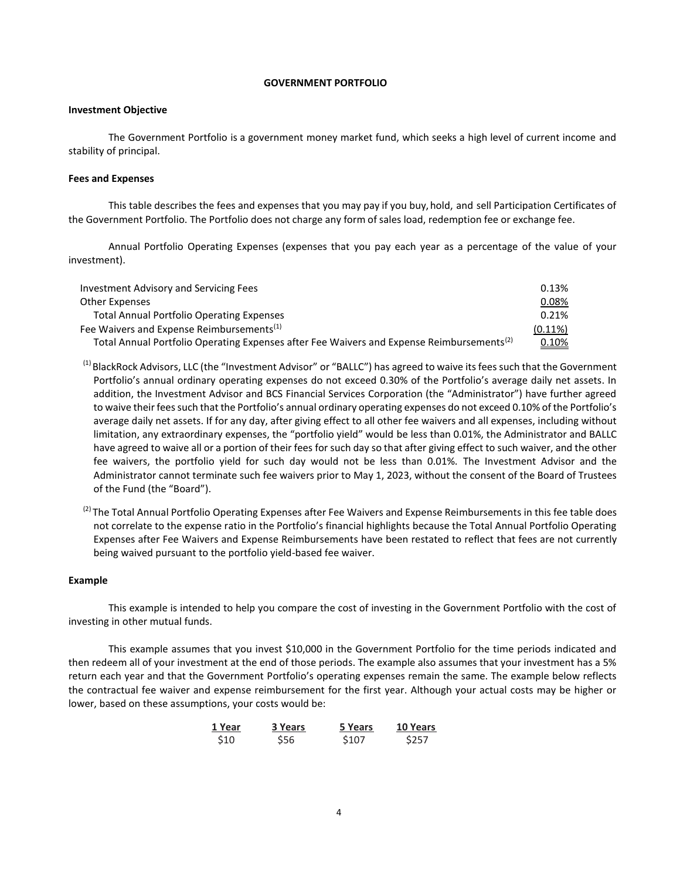# GOVERNMENT PORTFOLIO

## Investment Objective

The Government Portfolio is a government money market fund, which seeks a high level of current income and stability of principal.

## Fees and Expenses

This table describes the fees and expenses that you may pay if you buy, hold, and sell Participation Certificates of the Government Portfolio. The Portfolio does not charge any form of sales load, redemption fee or exchange fee.

Annual Portfolio Operating Expenses (expenses that you pay each year as a percentage of the value of your investment).

| | |
|---|---|
| Investment Advisory and Servicing Fees | 0.13% |
| Other Expenses | 0.08% |
| Total Annual Portfolio Operating Expenses | 0.21% |
| Fee Waivers and Expense Reimbursements[1] | (0.11%) |
| Total Annual Portfolio Operating Expenses after Fee Waivers and Expense Reimbursements[2] | 0.10% |

[1] BlackRock Advisors, LLC (the "Investment Advisor" or "BALLC") has agreed to waive its fees such that the Government Portfolio's annual ordinary operating expenses do not exceed 0.30% of the Portfolio's average daily net assets. In addition, the Investment Advisor and BCS Financial Services Corporation (the "Administrator") have further agreed to waive their fees such that the Portfolio's annual ordinary operating expenses do not exceed 0.10% of the Portfolio's average daily net assets. If for any day, after giving effect to all other fee waivers and all expenses, including without limitation, any extraordinary expenses, the "portfolio yield" would be less than 0.01%, the Administrator and BALLC have agreed to waive all or a portion of their fees for such day so that after giving effect to such waiver, and the other fee waivers, the portfolio yield for such day would not be less than 0.01%. The Investment Advisor and the Administrator cannot terminate such fee waivers prior to May 1, 2023, without the consent of the Board of Trustees of the Fund (the "Board").

[2] The Total Annual Portfolio Operating Expenses after Fee Waivers and Expense Reimbursements in this fee table does not correlate to the expense ratio in the Portfolio's financial highlights because the Total Annual Portfolio Operating Expenses after Fee Waivers and Expense Reimbursements have been restated to reflect that fees are not currently being waived pursuant to the portfolio yield-based fee waiver.

## Example

This example is intended to help you compare the cost of investing in the Government Portfolio with the cost of investing in other mutual funds.

This example assumes that you invest $10,000 in the Government Portfolio for the time periods indicated and then redeem all of your investment at the end of those periods. The example also assumes that your investment has a 5% return each year and that the Government Portfolio's operating expenses remain the same. The example below reflects the contractual fee waiver and expense reimbursement for the first year. Although your actual costs may be higher or lower, based on these assumptions, your costs would be:

| 1 Year | 3 Years | 5 Years | 10 Years |
|---|---|---|---|
| $10 | $56 | $107 | $257 |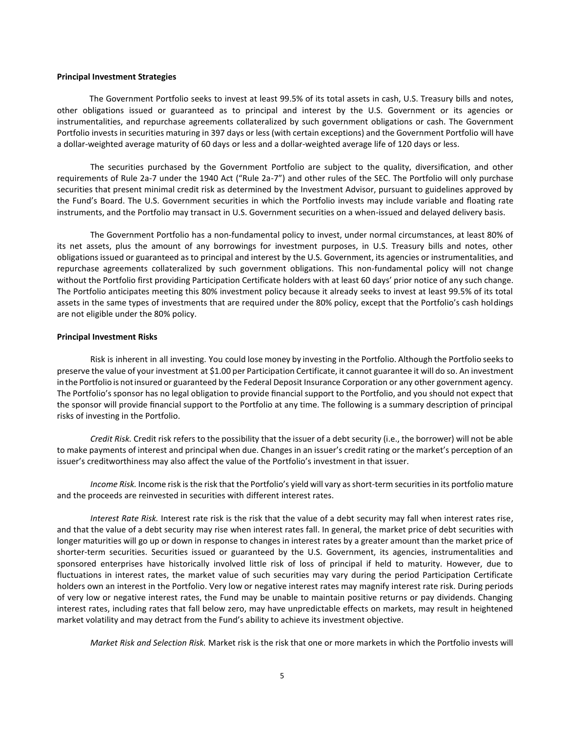**Principal Investment Strategies**

The Government Portfolio seeks to invest at least 99.5% of its total assets in cash, U.S. Treasury bills and notes, other obligations issued or guaranteed as to principal and interest by the U.S. Government or its agencies or instrumentalities, and repurchase agreements collateralized by such government obligations or cash. The Government Portfolio invests in securities maturing in 397 days or less (with certain exceptions) and the Government Portfolio will have a dollar-weighted average maturity of 60 days or less and a dollar-weighted average life of 120 days or less.

The securities purchased by the Government Portfolio are subject to the quality, diversification, and other requirements of Rule 2a-7 under the 1940 Act ("Rule 2a-7") and other rules of the SEC. The Portfolio will only purchase securities that present minimal credit risk as determined by the Investment Advisor, pursuant to guidelines approved by the Fund's Board. The U.S. Government securities in which the Portfolio invests may include variable and floating rate instruments, and the Portfolio may transact in U.S. Government securities on a when-issued and delayed delivery basis.

The Government Portfolio has a non-fundamental policy to invest, under normal circumstances, at least 80% of its net assets, plus the amount of any borrowings for investment purposes, in U.S. Treasury bills and notes, other obligations issued or guaranteed as to principal and interest by the U.S. Government, its agencies or instrumentalities, and repurchase agreements collateralized by such government obligations. This non-fundamental policy will not change without the Portfolio first providing Participation Certificate holders with at least 60 days' prior notice of any such change. The Portfolio anticipates meeting this 80% investment policy because it already seeks to invest at least 99.5% of its total assets in the same types of investments that are required under the 80% policy, except that the Portfolio's cash holdings are not eligible under the 80% policy.

**Principal Investment Risks**

Risk is inherent in all investing. You could lose money by investing in the Portfolio. Although the Portfolio seeks to preserve the value of your investment at $1.00 per Participation Certificate, it cannot guarantee it will do so. An investment in the Portfolio is not insured or guaranteed by the Federal Deposit Insurance Corporation or any other government agency. The Portfolio's sponsor has no legal obligation to provide financial support to the Portfolio, and you should not expect that the sponsor will provide financial support to the Portfolio at any time. The following is a summary description of principal risks of investing in the Portfolio.

*Credit Risk.* Credit risk refers to the possibility that the issuer of a debt security (i.e., the borrower) will not be able to make payments of interest and principal when due. Changes in an issuer's credit rating or the market's perception of an issuer's creditworthiness may also affect the value of the Portfolio's investment in that issuer.

*Income Risk.* Income risk is the risk that the Portfolio's yield will vary as short-term securities in its portfolio mature and the proceeds are reinvested in securities with different interest rates.

*Interest Rate Risk.* Interest rate risk is the risk that the value of a debt security may fall when interest rates rise, and that the value of a debt security may rise when interest rates fall. In general, the market price of debt securities with longer maturities will go up or down in response to changes in interest rates by a greater amount than the market price of shorter-term securities. Securities issued or guaranteed by the U.S. Government, its agencies, instrumentalities and sponsored enterprises have historically involved little risk of loss of principal if held to maturity. However, due to fluctuations in interest rates, the market value of such securities may vary during the period Participation Certificate holders own an interest in the Portfolio. Very low or negative interest rates may magnify interest rate risk. During periods of very low or negative interest rates, the Fund may be unable to maintain positive returns or pay dividends. Changing interest rates, including rates that fall below zero, may have unpredictable effects on markets, may result in heightened market volatility and may detract from the Fund's ability to achieve its investment objective.

*Market Risk and Selection Risk.* Market risk is the risk that one or more markets in which the Portfolio invests will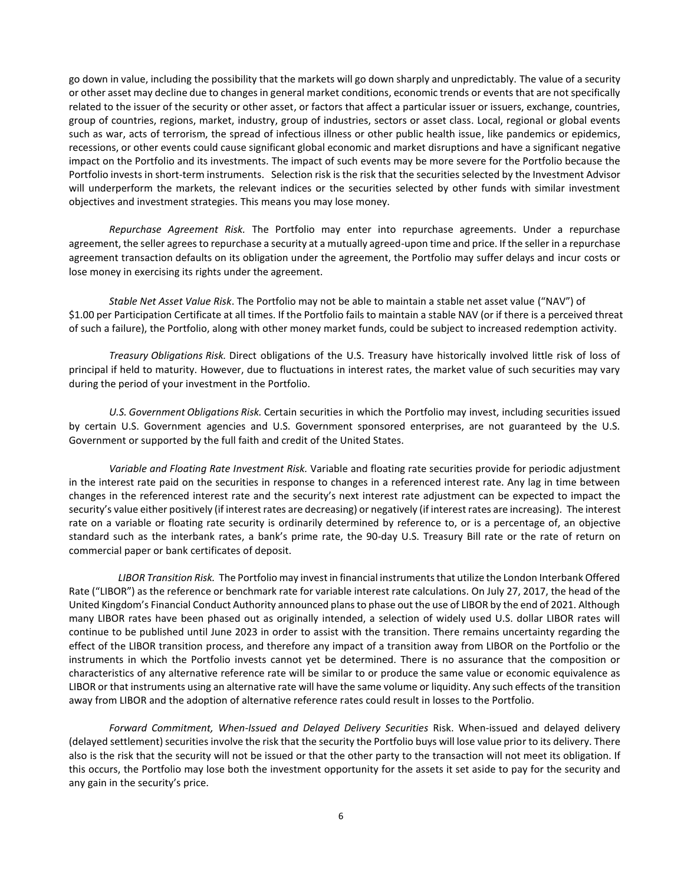go down in value, including the possibility that the markets will go down sharply and unpredictably. The value of a security or other asset may decline due to changes in general market conditions, economic trends or events that are not specifically related to the issuer of the security or other asset, or factors that affect a particular issuer or issuers, exchange, countries, group of countries, regions, market, industry, group of industries, sectors or asset class. Local, regional or global events such as war, acts of terrorism, the spread of infectious illness or other public health issue, like pandemics or epidemics, recessions, or other events could cause significant global economic and market disruptions and have a significant negative impact on the Portfolio and its investments. The impact of such events may be more severe for the Portfolio because the Portfolio invests in short-term instruments. Selection risk is the risk that the securities selected by the Investment Advisor will underperform the markets, the relevant indices or the securities selected by other funds with similar investment objectives and investment strategies. This means you may lose money.

*Repurchase Agreement Risk.* The Portfolio may enter into repurchase agreements. Under a repurchase agreement, the seller agrees to repurchase a security at a mutually agreed-upon time and price. If the seller in a repurchase agreement transaction defaults on its obligation under the agreement, the Portfolio may suffer delays and incur costs or lose money in exercising its rights under the agreement.

*Stable Net Asset Value Risk*. The Portfolio may not be able to maintain a stable net asset value ("NAV") of $1.00 per Participation Certificate at all times. If the Portfolio fails to maintain a stable NAV (or if there is a perceived threat of such a failure), the Portfolio, along with other money market funds, could be subject to increased redemption activity.

*Treasury Obligations Risk.* Direct obligations of the U.S. Treasury have historically involved little risk of loss of principal if held to maturity. However, due to fluctuations in interest rates, the market value of such securities may vary during the period of your investment in the Portfolio.

*U.S. Government Obligations Risk.* Certain securities in which the Portfolio may invest, including securities issued by certain U.S. Government agencies and U.S. Government sponsored enterprises, are not guaranteed by the U.S. Government or supported by the full faith and credit of the United States.

*Variable and Floating Rate Investment Risk.* Variable and floating rate securities provide for periodic adjustment in the interest rate paid on the securities in response to changes in a referenced interest rate. Any lag in time between changes in the referenced interest rate and the security's next interest rate adjustment can be expected to impact the security's value either positively (if interest rates are decreasing) or negatively (if interest rates are increasing). The interest rate on a variable or floating rate security is ordinarily determined by reference to, or is a percentage of, an objective standard such as the interbank rates, a bank's prime rate, the 90-day U.S. Treasury Bill rate or the rate of return on commercial paper or bank certificates of deposit.

*LIBOR Transition Risk.* The Portfolio may invest in financial instruments that utilize the London Interbank Offered Rate ("LIBOR") as the reference or benchmark rate for variable interest rate calculations. On July 27, 2017, the head of the United Kingdom's Financial Conduct Authority announced plans to phase out the use of LIBOR by the end of 2021. Although many LIBOR rates have been phased out as originally intended, a selection of widely used U.S. dollar LIBOR rates will continue to be published until June 2023 in order to assist with the transition. There remains uncertainty regarding the effect of the LIBOR transition process, and therefore any impact of a transition away from LIBOR on the Portfolio or the instruments in which the Portfolio invests cannot yet be determined. There is no assurance that the composition or characteristics of any alternative reference rate will be similar to or produce the same value or economic equivalence as LIBOR or that instruments using an alternative rate will have the same volume or liquidity. Any such effects of the transition away from LIBOR and the adoption of alternative reference rates could result in losses to the Portfolio.

*Forward Commitment, When-Issued and Delayed Delivery Securities* Risk. When-issued and delayed delivery (delayed settlement) securities involve the risk that the security the Portfolio buys will lose value prior to its delivery. There also is the risk that the security will not be issued or that the other party to the transaction will not meet its obligation. If this occurs, the Portfolio may lose both the investment opportunity for the assets it set aside to pay for the security and any gain in the security's price.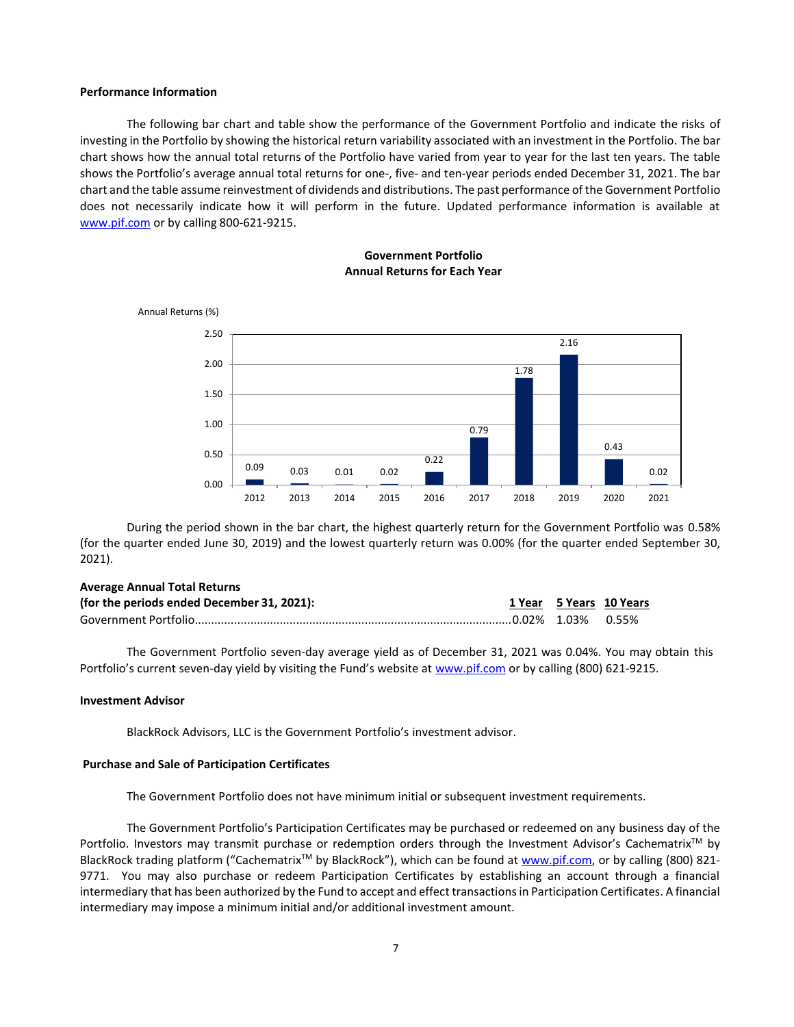**Performance Information**

The following bar chart and table show the performance of the Government Portfolio and indicate the risks of investing in the Portfolio by showing the historical return variability associated with an investment in the Portfolio. The bar chart shows how the annual total returns of the Portfolio have varied from year to year for the last ten years. The table shows the Portfolio's average annual total returns for one-, five- and ten-year periods ended December 31, 2021. The bar chart and the table assume reinvestment of dividends and distributions. The past performance of the Government Portfolio does not necessarily indicate how it will perform in the future. Updated performance information is available at www.pif.com or by calling 800-621-9215.

**Government Portfolio**
**Annual Returns for Each Year**

Annual Returns (%)

| Year | 2012 | 2013 | 2014 | 2015 | 2016 | 2017 | 2018 | 2019 | 2020 | 2021 |
|---|---|---|---|---|---|---|---|---|---|---|
| Return | 0.09 | 0.03 | 0.01 | 0.02 | 0.22 | 0.79 | 1.78 | 2.16 | 0.43 | 0.02 |

During the period shown in the bar chart, the highest quarterly return for the Government Portfolio was 0.58% (for the quarter ended June 30, 2019) and the lowest quarterly return was 0.00% (for the quarter ended September 30, 2021).

| **Average Annual Total Returns (for the periods ended December 31, 2021):** | **1 Year** | **5 Years** | **10 Years** |
|---|---|---|---|
| Government Portfolio | 0.02% | 1.03% | 0.55% |

The Government Portfolio seven-day average yield as of December 31, 2021 was 0.04%. You may obtain this Portfolio's current seven-day yield by visiting the Fund's website at www.pif.com or by calling (800) 621-9215.

**Investment Advisor**

BlackRock Advisors, LLC is the Government Portfolio's investment advisor.

**Purchase and Sale of Participation Certificates**

The Government Portfolio does not have minimum initial or subsequent investment requirements.

The Government Portfolio's Participation Certificates may be purchased or redeemed on any business day of the Portfolio. Investors may transmit purchase or redemption orders through the Investment Advisor's Cachematrix™ by BlackRock trading platform ("Cachematrix™ by BlackRock"), which can be found at www.pif.com, or by calling (800) 821-9771. You may also purchase or redeem Participation Certificates by establishing an account through a financial intermediary that has been authorized by the Fund to accept and effect transactions in Participation Certificates. A financial intermediary may impose a minimum initial and/or additional investment amount.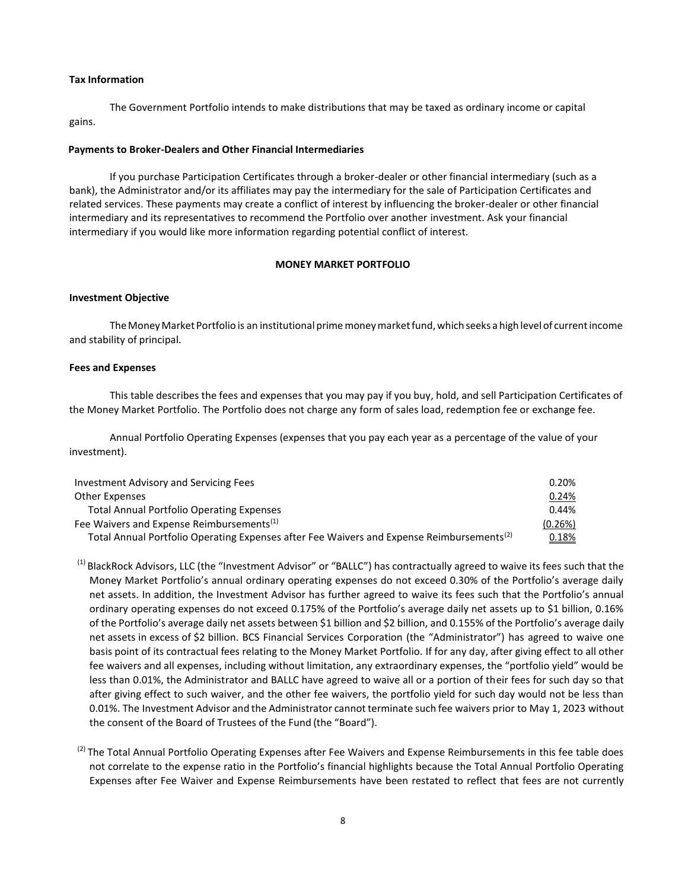**Tax Information**

The Government Portfolio intends to make distributions that may be taxed as ordinary income or capital gains.

**Payments to Broker-Dealers and Other Financial Intermediaries**

If you purchase Participation Certificates through a broker-dealer or other financial intermediary (such as a bank), the Administrator and/or its affiliates may pay the intermediary for the sale of Participation Certificates and related services. These payments may create a conflict of interest by influencing the broker-dealer or other financial intermediary and its representatives to recommend the Portfolio over another investment. Ask your financial intermediary if you would like more information regarding potential conflict of interest.

## MONEY MARKET PORTFOLIO

**Investment Objective**

The Money Market Portfolio is an institutional prime money market fund, which seeks a high level of current income and stability of principal.

**Fees and Expenses**

This table describes the fees and expenses that you may pay if you buy, hold, and sell Participation Certificates of the Money Market Portfolio. The Portfolio does not charge any form of sales load, redemption fee or exchange fee.

Annual Portfolio Operating Expenses (expenses that you pay each year as a percentage of the value of your investment).

| | |
|---|---|
| Investment Advisory and Servicing Fees | 0.20% |
| Other Expenses | 0.24% |
| Total Annual Portfolio Operating Expenses | 0.44% |
| Fee Waivers and Expense Reimbursements[(1)] | (0.26%) |
| Total Annual Portfolio Operating Expenses after Fee Waivers and Expense Reimbursements[(2)] | 0.18% |

[(1)] BlackRock Advisors, LLC (the "Investment Advisor" or "BALLC") has contractually agreed to waive its fees such that the Money Market Portfolio's annual ordinary operating expenses do not exceed 0.30% of the Portfolio's average daily net assets. In addition, the Investment Advisor has further agreed to waive its fees such that the Portfolio's annual ordinary operating expenses do not exceed 0.175% of the Portfolio's average daily net assets up to $1 billion, 0.16% of the Portfolio's average daily net assets between $1 billion and $2 billion, and 0.155% of the Portfolio's average daily net assets in excess of $2 billion. BCS Financial Services Corporation (the "Administrator") has agreed to waive one basis point of its contractual fees relating to the Money Market Portfolio. If for any day, after giving effect to all other fee waivers and all expenses, including without limitation, any extraordinary expenses, the "portfolio yield" would be less than 0.01%, the Administrator and BALLC have agreed to waive all or a portion of their fees for such day so that after giving effect to such waiver, and the other fee waivers, the portfolio yield for such day would not be less than 0.01%. The Investment Advisor and the Administrator cannot terminate such fee waivers prior to May 1, 2023 without the consent of the Board of Trustees of the Fund (the "Board").

[(2)] The Total Annual Portfolio Operating Expenses after Fee Waivers and Expense Reimbursements in this fee table does not correlate to the expense ratio in the Portfolio's financial highlights because the Total Annual Portfolio Operating Expenses after Fee Waiver and Expense Reimbursements have been restated to reflect that fees are not currently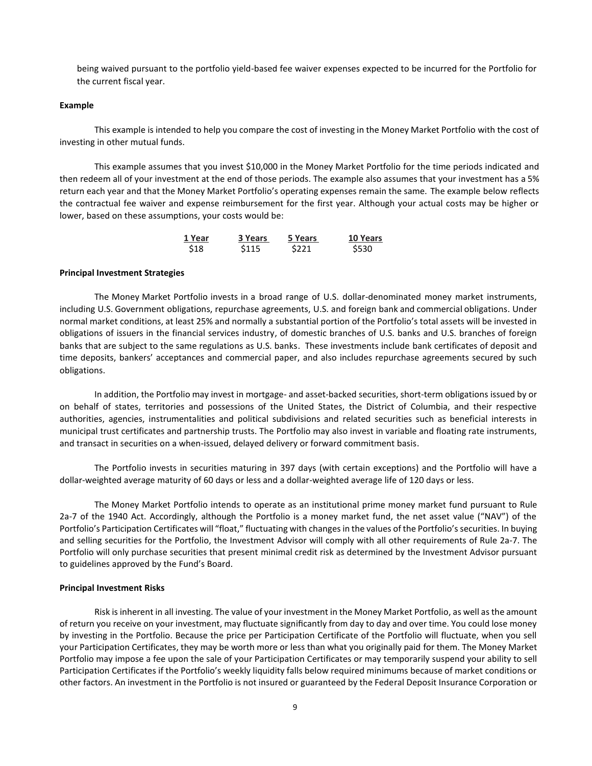being waived pursuant to the portfolio yield-based fee waiver expenses expected to be incurred for the Portfolio for the current fiscal year.

**Example**

This example is intended to help you compare the cost of investing in the Money Market Portfolio with the cost of investing in other mutual funds.

This example assumes that you invest $10,000 in the Money Market Portfolio for the time periods indicated and then redeem all of your investment at the end of those periods. The example also assumes that your investment has a 5% return each year and that the Money Market Portfolio's operating expenses remain the same. The example below reflects the contractual fee waiver and expense reimbursement for the first year. Although your actual costs may be higher or lower, based on these assumptions, your costs would be:

| 1 Year | 3 Years | 5 Years | 10 Years |
|---|---|---|---|
| $18 | $115 | $221 | $530 |

**Principal Investment Strategies**

The Money Market Portfolio invests in a broad range of U.S. dollar-denominated money market instruments, including U.S. Government obligations, repurchase agreements, U.S. and foreign bank and commercial obligations. Under normal market conditions, at least 25% and normally a substantial portion of the Portfolio's total assets will be invested in obligations of issuers in the financial services industry, of domestic branches of U.S. banks and U.S. branches of foreign banks that are subject to the same regulations as U.S. banks. These investments include bank certificates of deposit and time deposits, bankers' acceptances and commercial paper, and also includes repurchase agreements secured by such obligations.

In addition, the Portfolio may invest in mortgage- and asset-backed securities, short-term obligations issued by or on behalf of states, territories and possessions of the United States, the District of Columbia, and their respective authorities, agencies, instrumentalities and political subdivisions and related securities such as beneficial interests in municipal trust certificates and partnership trusts. The Portfolio may also invest in variable and floating rate instruments, and transact in securities on a when-issued, delayed delivery or forward commitment basis.

The Portfolio invests in securities maturing in 397 days (with certain exceptions) and the Portfolio will have a dollar-weighted average maturity of 60 days or less and a dollar-weighted average life of 120 days or less.

The Money Market Portfolio intends to operate as an institutional prime money market fund pursuant to Rule 2a-7 of the 1940 Act. Accordingly, although the Portfolio is a money market fund, the net asset value ("NAV") of the Portfolio's Participation Certificates will "float," fluctuating with changes in the values of the Portfolio's securities. In buying and selling securities for the Portfolio, the Investment Advisor will comply with all other requirements of Rule 2a-7. The Portfolio will only purchase securities that present minimal credit risk as determined by the Investment Advisor pursuant to guidelines approved by the Fund's Board.

**Principal Investment Risks**

Risk is inherent in all investing. The value of your investment in the Money Market Portfolio, as well as the amount of return you receive on your investment, may fluctuate significantly from day to day and over time. You could lose money by investing in the Portfolio. Because the price per Participation Certificate of the Portfolio will fluctuate, when you sell your Participation Certificates, they may be worth more or less than what you originally paid for them. The Money Market Portfolio may impose a fee upon the sale of your Participation Certificates or may temporarily suspend your ability to sell Participation Certificates if the Portfolio's weekly liquidity falls below required minimums because of market conditions or other factors. An investment in the Portfolio is not insured or guaranteed by the Federal Deposit Insurance Corporation or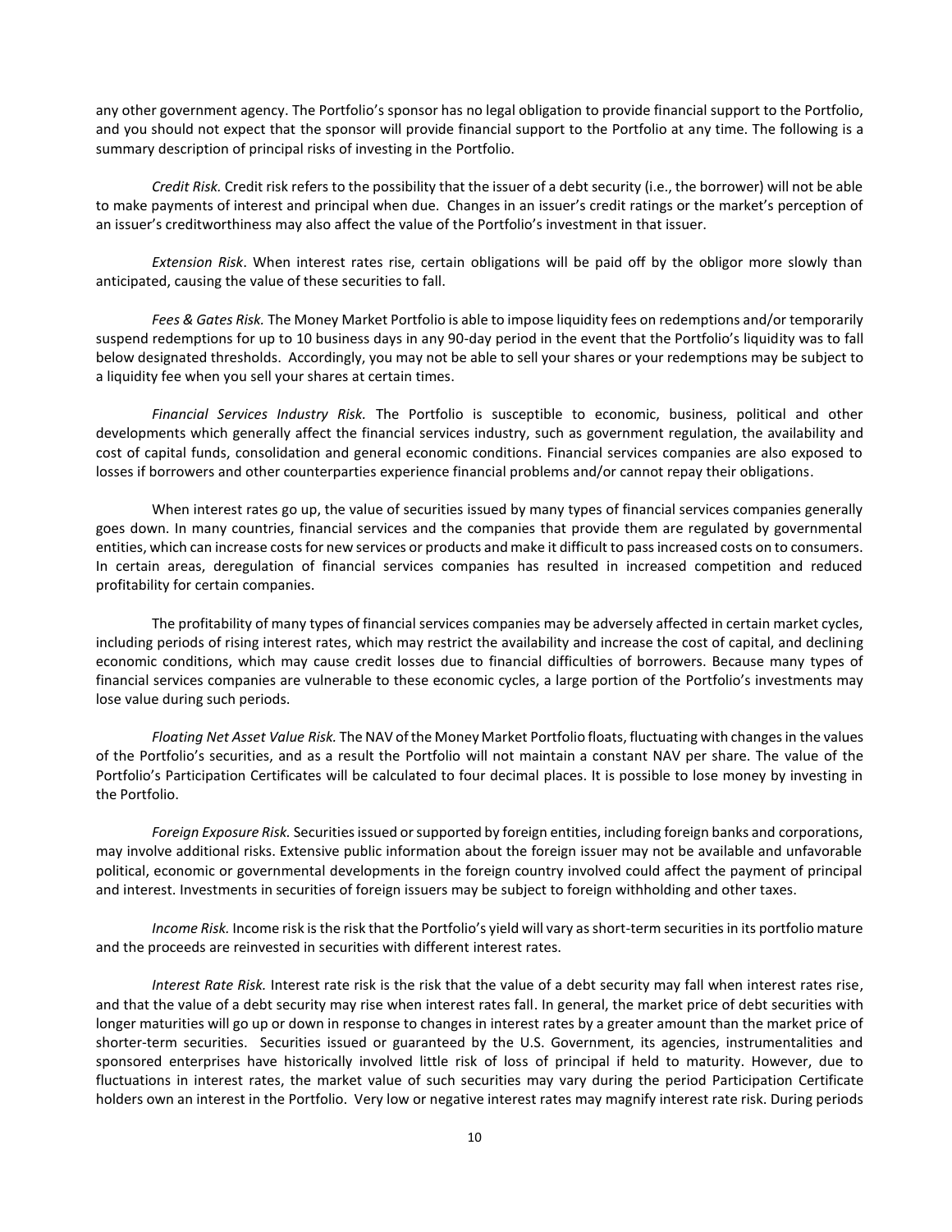any other government agency. The Portfolio's sponsor has no legal obligation to provide financial support to the Portfolio, and you should not expect that the sponsor will provide financial support to the Portfolio at any time. The following is a summary description of principal risks of investing in the Portfolio.

*Credit Risk.* Credit risk refers to the possibility that the issuer of a debt security (i.e., the borrower) will not be able to make payments of interest and principal when due. Changes in an issuer's credit ratings or the market's perception of an issuer's creditworthiness may also affect the value of the Portfolio's investment in that issuer.

*Extension Risk*. When interest rates rise, certain obligations will be paid off by the obligor more slowly than anticipated, causing the value of these securities to fall.

*Fees & Gates Risk.* The Money Market Portfolio is able to impose liquidity fees on redemptions and/or temporarily suspend redemptions for up to 10 business days in any 90-day period in the event that the Portfolio's liquidity was to fall below designated thresholds. Accordingly, you may not be able to sell your shares or your redemptions may be subject to a liquidity fee when you sell your shares at certain times.

*Financial Services Industry Risk.* The Portfolio is susceptible to economic, business, political and other developments which generally affect the financial services industry, such as government regulation, the availability and cost of capital funds, consolidation and general economic conditions. Financial services companies are also exposed to losses if borrowers and other counterparties experience financial problems and/or cannot repay their obligations.

When interest rates go up, the value of securities issued by many types of financial services companies generally goes down. In many countries, financial services and the companies that provide them are regulated by governmental entities, which can increase costs for new services or products and make it difficult to pass increased costs on to consumers. In certain areas, deregulation of financial services companies has resulted in increased competition and reduced profitability for certain companies.

The profitability of many types of financial services companies may be adversely affected in certain market cycles, including periods of rising interest rates, which may restrict the availability and increase the cost of capital, and declining economic conditions, which may cause credit losses due to financial difficulties of borrowers. Because many types of financial services companies are vulnerable to these economic cycles, a large portion of the Portfolio's investments may lose value during such periods.

*Floating Net Asset Value Risk.* The NAV of the Money Market Portfolio floats, fluctuating with changes in the values of the Portfolio's securities, and as a result the Portfolio will not maintain a constant NAV per share. The value of the Portfolio's Participation Certificates will be calculated to four decimal places. It is possible to lose money by investing in the Portfolio.

*Foreign Exposure Risk.* Securities issued or supported by foreign entities, including foreign banks and corporations, may involve additional risks. Extensive public information about the foreign issuer may not be available and unfavorable political, economic or governmental developments in the foreign country involved could affect the payment of principal and interest. Investments in securities of foreign issuers may be subject to foreign withholding and other taxes.

*Income Risk.* Income risk is the risk that the Portfolio's yield will vary as short-term securities in its portfolio mature and the proceeds are reinvested in securities with different interest rates.

*Interest Rate Risk.* Interest rate risk is the risk that the value of a debt security may fall when interest rates rise, and that the value of a debt security may rise when interest rates fall. In general, the market price of debt securities with longer maturities will go up or down in response to changes in interest rates by a greater amount than the market price of shorter-term securities. Securities issued or guaranteed by the U.S. Government, its agencies, instrumentalities and sponsored enterprises have historically involved little risk of loss of principal if held to maturity. However, due to fluctuations in interest rates, the market value of such securities may vary during the period Participation Certificate holders own an interest in the Portfolio. Very low or negative interest rates may magnify interest rate risk. During periods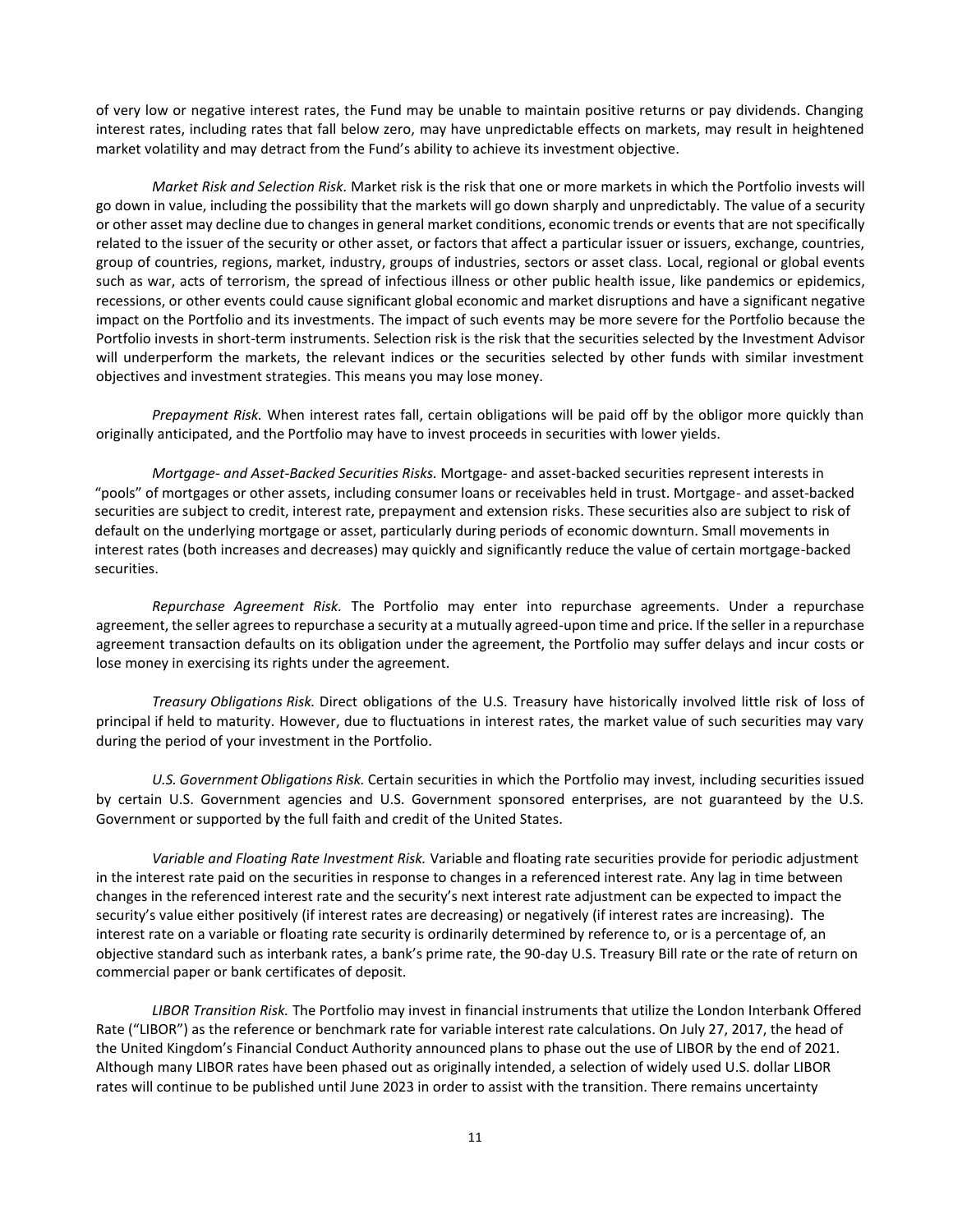of very low or negative interest rates, the Fund may be unable to maintain positive returns or pay dividends. Changing interest rates, including rates that fall below zero, may have unpredictable effects on markets, may result in heightened market volatility and may detract from the Fund's ability to achieve its investment objective.

*Market Risk and Selection Risk.* Market risk is the risk that one or more markets in which the Portfolio invests will go down in value, including the possibility that the markets will go down sharply and unpredictably. The value of a security or other asset may decline due to changes in general market conditions, economic trends or events that are not specifically related to the issuer of the security or other asset, or factors that affect a particular issuer or issuers, exchange, countries, group of countries, regions, market, industry, groups of industries, sectors or asset class. Local, regional or global events such as war, acts of terrorism, the spread of infectious illness or other public health issue, like pandemics or epidemics, recessions, or other events could cause significant global economic and market disruptions and have a significant negative impact on the Portfolio and its investments. The impact of such events may be more severe for the Portfolio because the Portfolio invests in short-term instruments. Selection risk is the risk that the securities selected by the Investment Advisor will underperform the markets, the relevant indices or the securities selected by other funds with similar investment objectives and investment strategies. This means you may lose money.

*Prepayment Risk.* When interest rates fall, certain obligations will be paid off by the obligor more quickly than originally anticipated, and the Portfolio may have to invest proceeds in securities with lower yields.

*Mortgage- and Asset-Backed Securities Risks.* Mortgage- and asset-backed securities represent interests in "pools" of mortgages or other assets, including consumer loans or receivables held in trust. Mortgage- and asset-backed securities are subject to credit, interest rate, prepayment and extension risks. These securities also are subject to risk of default on the underlying mortgage or asset, particularly during periods of economic downturn. Small movements in interest rates (both increases and decreases) may quickly and significantly reduce the value of certain mortgage-backed securities.

*Repurchase Agreement Risk.* The Portfolio may enter into repurchase agreements. Under a repurchase agreement, the seller agrees to repurchase a security at a mutually agreed-upon time and price. If the seller in a repurchase agreement transaction defaults on its obligation under the agreement, the Portfolio may suffer delays and incur costs or lose money in exercising its rights under the agreement.

*Treasury Obligations Risk.* Direct obligations of the U.S. Treasury have historically involved little risk of loss of principal if held to maturity. However, due to fluctuations in interest rates, the market value of such securities may vary during the period of your investment in the Portfolio.

*U.S. Government Obligations Risk.* Certain securities in which the Portfolio may invest, including securities issued by certain U.S. Government agencies and U.S. Government sponsored enterprises, are not guaranteed by the U.S. Government or supported by the full faith and credit of the United States.

*Variable and Floating Rate Investment Risk.* Variable and floating rate securities provide for periodic adjustment in the interest rate paid on the securities in response to changes in a referenced interest rate. Any lag in time between changes in the referenced interest rate and the security's next interest rate adjustment can be expected to impact the security's value either positively (if interest rates are decreasing) or negatively (if interest rates are increasing). The interest rate on a variable or floating rate security is ordinarily determined by reference to, or is a percentage of, an objective standard such as interbank rates, a bank's prime rate, the 90-day U.S. Treasury Bill rate or the rate of return on commercial paper or bank certificates of deposit.

*LIBOR Transition Risk.* The Portfolio may invest in financial instruments that utilize the London Interbank Offered Rate ("LIBOR") as the reference or benchmark rate for variable interest rate calculations. On July 27, 2017, the head of the United Kingdom's Financial Conduct Authority announced plans to phase out the use of LIBOR by the end of 2021. Although many LIBOR rates have been phased out as originally intended, a selection of widely used U.S. dollar LIBOR rates will continue to be published until June 2023 in order to assist with the transition. There remains uncertainty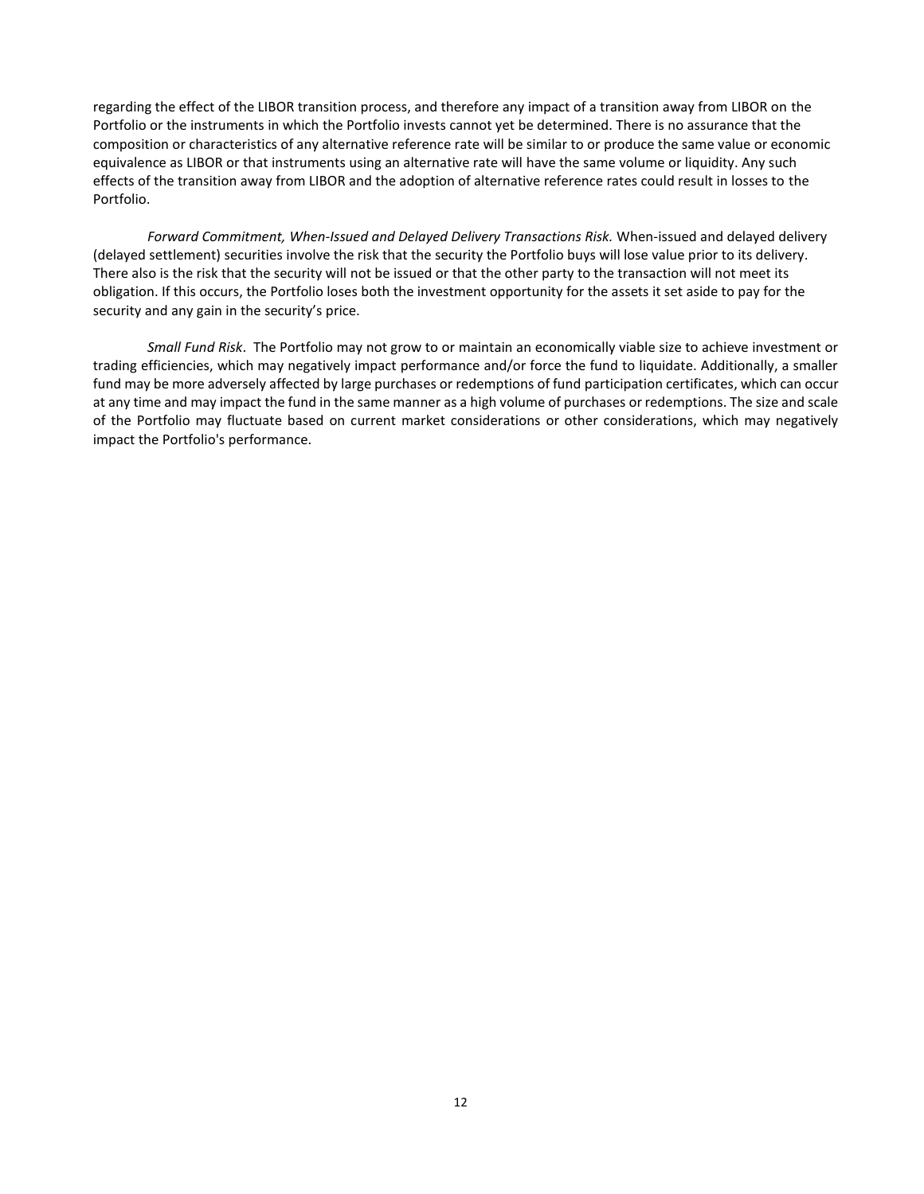regarding the effect of the LIBOR transition process, and therefore any impact of a transition away from LIBOR on the Portfolio or the instruments in which the Portfolio invests cannot yet be determined. There is no assurance that the composition or characteristics of any alternative reference rate will be similar to or produce the same value or economic equivalence as LIBOR or that instruments using an alternative rate will have the same volume or liquidity. Any such effects of the transition away from LIBOR and the adoption of alternative reference rates could result in losses to the Portfolio.

*Forward Commitment, When-Issued and Delayed Delivery Transactions Risk.* When-issued and delayed delivery (delayed settlement) securities involve the risk that the security the Portfolio buys will lose value prior to its delivery. There also is the risk that the security will not be issued or that the other party to the transaction will not meet its obligation. If this occurs, the Portfolio loses both the investment opportunity for the assets it set aside to pay for the security and any gain in the security's price.

*Small Fund Risk*. The Portfolio may not grow to or maintain an economically viable size to achieve investment or trading efficiencies, which may negatively impact performance and/or force the fund to liquidate. Additionally, a smaller fund may be more adversely affected by large purchases or redemptions of fund participation certificates, which can occur at any time and may impact the fund in the same manner as a high volume of purchases or redemptions. The size and scale of the Portfolio may fluctuate based on current market considerations or other considerations, which may negatively impact the Portfolio's performance.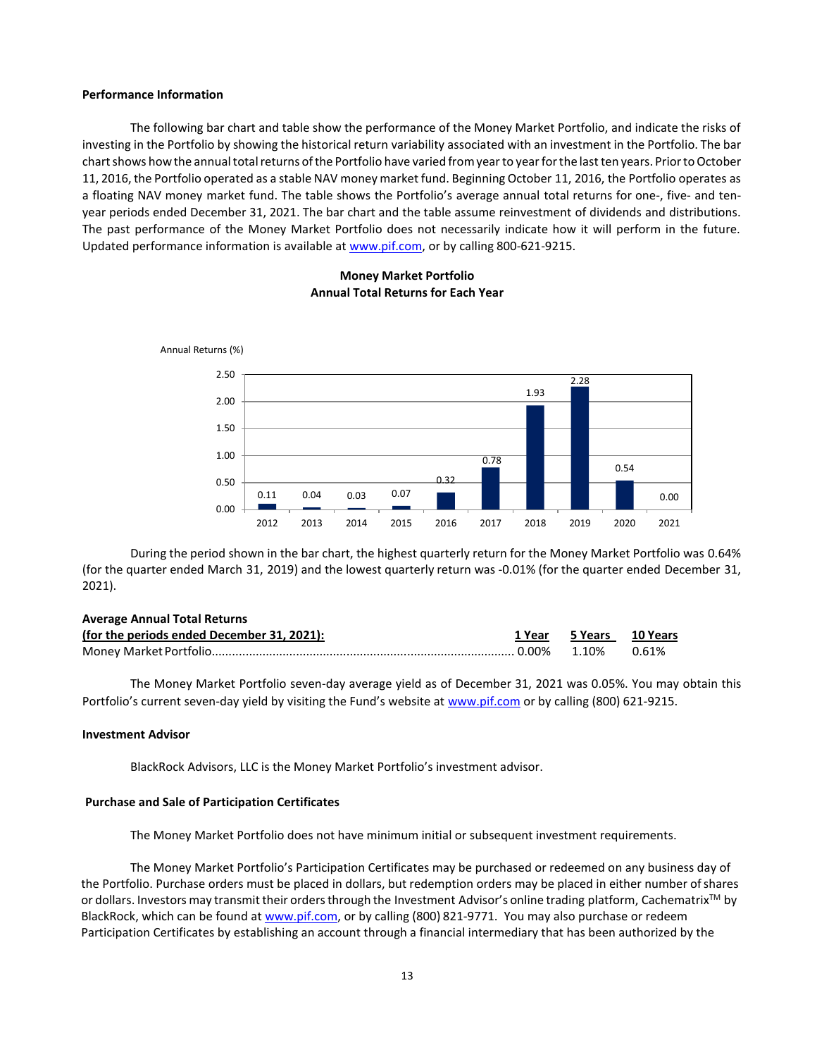**Performance Information**

The following bar chart and table show the performance of the Money Market Portfolio, and indicate the risks of investing in the Portfolio by showing the historical return variability associated with an investment in the Portfolio. The bar chart shows how the annual total returns of the Portfolio have varied from year to year for the last ten years. Prior to October 11, 2016, the Portfolio operated as a stable NAV money market fund. Beginning October 11, 2016, the Portfolio operates as a floating NAV money market fund. The table shows the Portfolio's average annual total returns for one-, five- and ten-year periods ended December 31, 2021. The bar chart and the table assume reinvestment of dividends and distributions. The past performance of the Money Market Portfolio does not necessarily indicate how it will perform in the future. Updated performance information is available at www.pif.com, or by calling 800-621-9215.

**Money Market Portfolio**
**Annual Total Returns for Each Year**

Annual Returns (%)

| Year | 2012 | 2013 | 2014 | 2015 | 2016 | 2017 | 2018 | 2019 | 2020 | 2021 |
|---|---|---|---|---|---|---|---|---|---|---|
| Annual Return (%) | 0.11 | 0.04 | 0.03 | 0.07 | 0.32 | 0.78 | 1.93 | 2.28 | 0.54 | 0.00 |

During the period shown in the bar chart, the highest quarterly return for the Money Market Portfolio was 0.64% (for the quarter ended March 31, 2019) and the lowest quarterly return was -0.01% (for the quarter ended December 31, 2021).

| Average Annual Total Returns (for the periods ended December 31, 2021): | 1 Year | 5 Years | 10 Years |
|---|---|---|---|
| Money Market Portfolio | 0.00% | 1.10% | 0.61% |

The Money Market Portfolio seven-day average yield as of December 31, 2021 was 0.05%. You may obtain this Portfolio's current seven-day yield by visiting the Fund's website at www.pif.com or by calling (800) 621-9215.

**Investment Advisor**

BlackRock Advisors, LLC is the Money Market Portfolio's investment advisor.

**Purchase and Sale of Participation Certificates**

The Money Market Portfolio does not have minimum initial or subsequent investment requirements.

The Money Market Portfolio's Participation Certificates may be purchased or redeemed on any business day of the Portfolio. Purchase orders must be placed in dollars, but redemption orders may be placed in either number of shares or dollars. Investors may transmit their orders through the Investment Advisor's online trading platform, Cachematrix™ by BlackRock, which can be found at www.pif.com, or by calling (800) 821-9771. You may also purchase or redeem Participation Certificates by establishing an account through a financial intermediary that has been authorized by the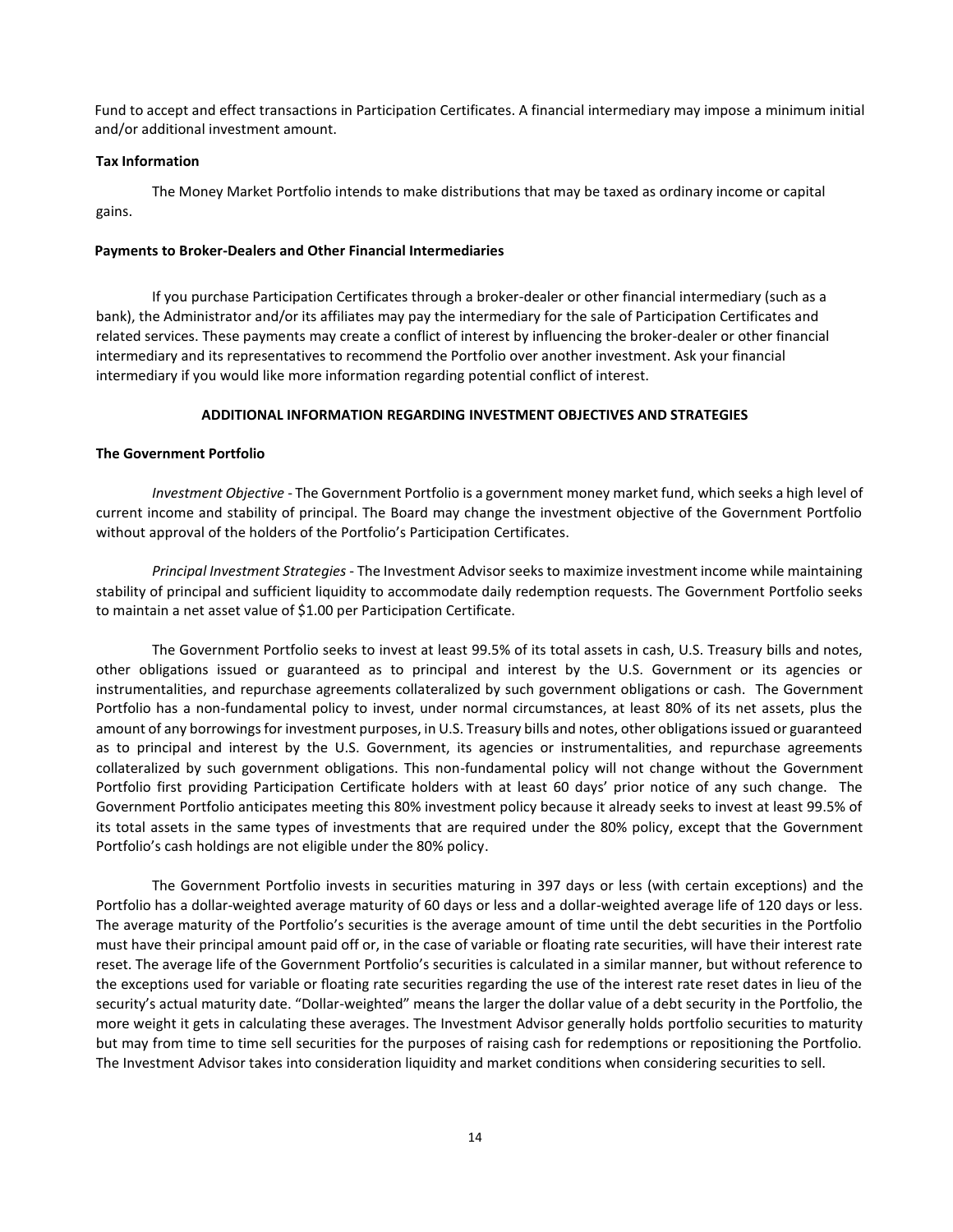Fund to accept and effect transactions in Participation Certificates. A financial intermediary may impose a minimum initial and/or additional investment amount.

**Tax Information**

The Money Market Portfolio intends to make distributions that may be taxed as ordinary income or capital gains.

**Payments to Broker-Dealers and Other Financial Intermediaries**

If you purchase Participation Certificates through a broker-dealer or other financial intermediary (such as a bank), the Administrator and/or its affiliates may pay the intermediary for the sale of Participation Certificates and related services. These payments may create a conflict of interest by influencing the broker-dealer or other financial intermediary and its representatives to recommend the Portfolio over another investment. Ask your financial intermediary if you would like more information regarding potential conflict of interest.

## ADDITIONAL INFORMATION REGARDING INVESTMENT OBJECTIVES AND STRATEGIES

**The Government Portfolio**

*Investment Objective* - The Government Portfolio is a government money market fund, which seeks a high level of current income and stability of principal. The Board may change the investment objective of the Government Portfolio without approval of the holders of the Portfolio's Participation Certificates.

*Principal Investment Strategies* - The Investment Advisor seeks to maximize investment income while maintaining stability of principal and sufficient liquidity to accommodate daily redemption requests. The Government Portfolio seeks to maintain a net asset value of $1.00 per Participation Certificate.

The Government Portfolio seeks to invest at least 99.5% of its total assets in cash, U.S. Treasury bills and notes, other obligations issued or guaranteed as to principal and interest by the U.S. Government or its agencies or instrumentalities, and repurchase agreements collateralized by such government obligations or cash. The Government Portfolio has a non-fundamental policy to invest, under normal circumstances, at least 80% of its net assets, plus the amount of any borrowings for investment purposes, in U.S. Treasury bills and notes, other obligations issued or guaranteed as to principal and interest by the U.S. Government, its agencies or instrumentalities, and repurchase agreements collateralized by such government obligations. This non-fundamental policy will not change without the Government Portfolio first providing Participation Certificate holders with at least 60 days' prior notice of any such change. The Government Portfolio anticipates meeting this 80% investment policy because it already seeks to invest at least 99.5% of its total assets in the same types of investments that are required under the 80% policy, except that the Government Portfolio's cash holdings are not eligible under the 80% policy.

The Government Portfolio invests in securities maturing in 397 days or less (with certain exceptions) and the Portfolio has a dollar-weighted average maturity of 60 days or less and a dollar-weighted average life of 120 days or less. The average maturity of the Portfolio's securities is the average amount of time until the debt securities in the Portfolio must have their principal amount paid off or, in the case of variable or floating rate securities, will have their interest rate reset. The average life of the Government Portfolio's securities is calculated in a similar manner, but without reference to the exceptions used for variable or floating rate securities regarding the use of the interest rate reset dates in lieu of the security's actual maturity date. "Dollar-weighted" means the larger the dollar value of a debt security in the Portfolio, the more weight it gets in calculating these averages. The Investment Advisor generally holds portfolio securities to maturity but may from time to time sell securities for the purposes of raising cash for redemptions or repositioning the Portfolio. The Investment Advisor takes into consideration liquidity and market conditions when considering securities to sell.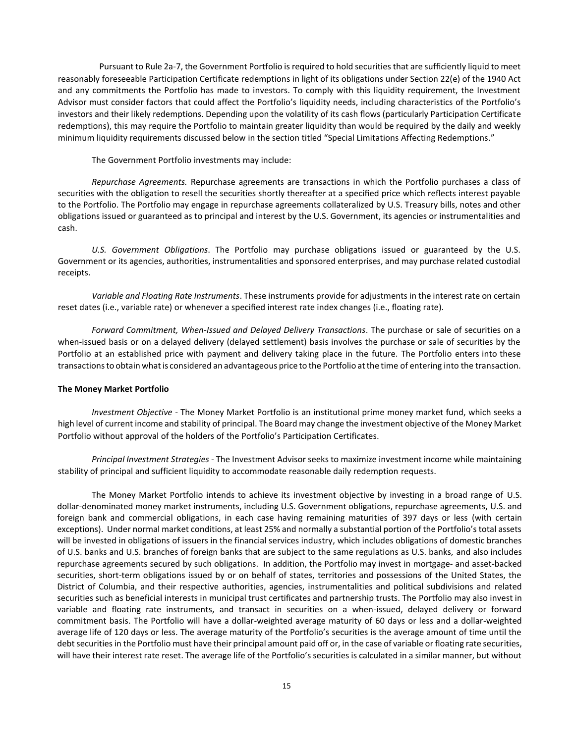Pursuant to Rule 2a-7, the Government Portfolio is required to hold securities that are sufficiently liquid to meet reasonably foreseeable Participation Certificate redemptions in light of its obligations under Section 22(e) of the 1940 Act and any commitments the Portfolio has made to investors. To comply with this liquidity requirement, the Investment Advisor must consider factors that could affect the Portfolio's liquidity needs, including characteristics of the Portfolio's investors and their likely redemptions. Depending upon the volatility of its cash flows (particularly Participation Certificate redemptions), this may require the Portfolio to maintain greater liquidity than would be required by the daily and weekly minimum liquidity requirements discussed below in the section titled "Special Limitations Affecting Redemptions."

The Government Portfolio investments may include:

*Repurchase Agreements.* Repurchase agreements are transactions in which the Portfolio purchases a class of securities with the obligation to resell the securities shortly thereafter at a specified price which reflects interest payable to the Portfolio. The Portfolio may engage in repurchase agreements collateralized by U.S. Treasury bills, notes and other obligations issued or guaranteed as to principal and interest by the U.S. Government, its agencies or instrumentalities and cash.

*U.S. Government Obligations*. The Portfolio may purchase obligations issued or guaranteed by the U.S. Government or its agencies, authorities, instrumentalities and sponsored enterprises, and may purchase related custodial receipts.

*Variable and Floating Rate Instruments*. These instruments provide for adjustments in the interest rate on certain reset dates (i.e., variable rate) or whenever a specified interest rate index changes (i.e., floating rate).

*Forward Commitment, When-Issued and Delayed Delivery Transactions*. The purchase or sale of securities on a when-issued basis or on a delayed delivery (delayed settlement) basis involves the purchase or sale of securities by the Portfolio at an established price with payment and delivery taking place in the future. The Portfolio enters into these transactions to obtain what is considered an advantageous price to the Portfolio at the time of entering into the transaction.

**The Money Market Portfolio**

*Investment Objective* - The Money Market Portfolio is an institutional prime money market fund, which seeks a high level of current income and stability of principal. The Board may change the investment objective of the Money Market Portfolio without approval of the holders of the Portfolio's Participation Certificates.

*Principal Investment Strategies* - The Investment Advisor seeks to maximize investment income while maintaining stability of principal and sufficient liquidity to accommodate reasonable daily redemption requests.

The Money Market Portfolio intends to achieve its investment objective by investing in a broad range of U.S. dollar-denominated money market instruments, including U.S. Government obligations, repurchase agreements, U.S. and foreign bank and commercial obligations, in each case having remaining maturities of 397 days or less (with certain exceptions). Under normal market conditions, at least 25% and normally a substantial portion of the Portfolio's total assets will be invested in obligations of issuers in the financial services industry, which includes obligations of domestic branches of U.S. banks and U.S. branches of foreign banks that are subject to the same regulations as U.S. banks, and also includes repurchase agreements secured by such obligations. In addition, the Portfolio may invest in mortgage- and asset-backed securities, short-term obligations issued by or on behalf of states, territories and possessions of the United States, the District of Columbia, and their respective authorities, agencies, instrumentalities and political subdivisions and related securities such as beneficial interests in municipal trust certificates and partnership trusts. The Portfolio may also invest in variable and floating rate instruments, and transact in securities on a when-issued, delayed delivery or forward commitment basis. The Portfolio will have a dollar-weighted average maturity of 60 days or less and a dollar-weighted average life of 120 days or less. The average maturity of the Portfolio's securities is the average amount of time until the debt securities in the Portfolio must have their principal amount paid off or, in the case of variable or floating rate securities, will have their interest rate reset. The average life of the Portfolio's securities is calculated in a similar manner, but without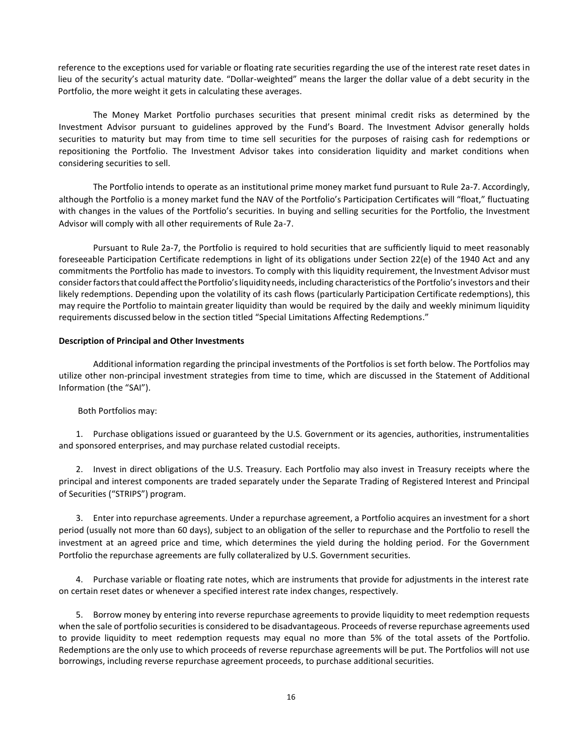reference to the exceptions used for variable or floating rate securities regarding the use of the interest rate reset dates in lieu of the security's actual maturity date. "Dollar-weighted" means the larger the dollar value of a debt security in the Portfolio, the more weight it gets in calculating these averages.

The Money Market Portfolio purchases securities that present minimal credit risks as determined by the Investment Advisor pursuant to guidelines approved by the Fund's Board. The Investment Advisor generally holds securities to maturity but may from time to time sell securities for the purposes of raising cash for redemptions or repositioning the Portfolio. The Investment Advisor takes into consideration liquidity and market conditions when considering securities to sell.

The Portfolio intends to operate as an institutional prime money market fund pursuant to Rule 2a-7. Accordingly, although the Portfolio is a money market fund the NAV of the Portfolio's Participation Certificates will "float," fluctuating with changes in the values of the Portfolio's securities. In buying and selling securities for the Portfolio, the Investment Advisor will comply with all other requirements of Rule 2a-7.

Pursuant to Rule 2a-7, the Portfolio is required to hold securities that are sufficiently liquid to meet reasonably foreseeable Participation Certificate redemptions in light of its obligations under Section 22(e) of the 1940 Act and any commitments the Portfolio has made to investors. To comply with this liquidity requirement, the Investment Advisor must consider factors that could affect the Portfolio's liquidity needs, including characteristics of the Portfolio's investors and their likely redemptions. Depending upon the volatility of its cash flows (particularly Participation Certificate redemptions), this may require the Portfolio to maintain greater liquidity than would be required by the daily and weekly minimum liquidity requirements discussed below in the section titled "Special Limitations Affecting Redemptions."

**Description of Principal and Other Investments**

Additional information regarding the principal investments of the Portfolios is set forth below. The Portfolios may utilize other non-principal investment strategies from time to time, which are discussed in the Statement of Additional Information (the "SAI").

Both Portfolios may:

1. Purchase obligations issued or guaranteed by the U.S. Government or its agencies, authorities, instrumentalities and sponsored enterprises, and may purchase related custodial receipts.

2. Invest in direct obligations of the U.S. Treasury. Each Portfolio may also invest in Treasury receipts where the principal and interest components are traded separately under the Separate Trading of Registered Interest and Principal of Securities ("STRIPS") program.

3. Enter into repurchase agreements. Under a repurchase agreement, a Portfolio acquires an investment for a short period (usually not more than 60 days), subject to an obligation of the seller to repurchase and the Portfolio to resell the investment at an agreed price and time, which determines the yield during the holding period. For the Government Portfolio the repurchase agreements are fully collateralized by U.S. Government securities.

4. Purchase variable or floating rate notes, which are instruments that provide for adjustments in the interest rate on certain reset dates or whenever a specified interest rate index changes, respectively.

5. Borrow money by entering into reverse repurchase agreements to provide liquidity to meet redemption requests when the sale of portfolio securities is considered to be disadvantageous. Proceeds of reverse repurchase agreements used to provide liquidity to meet redemption requests may equal no more than 5% of the total assets of the Portfolio. Redemptions are the only use to which proceeds of reverse repurchase agreements will be put. The Portfolios will not use borrowings, including reverse repurchase agreement proceeds, to purchase additional securities.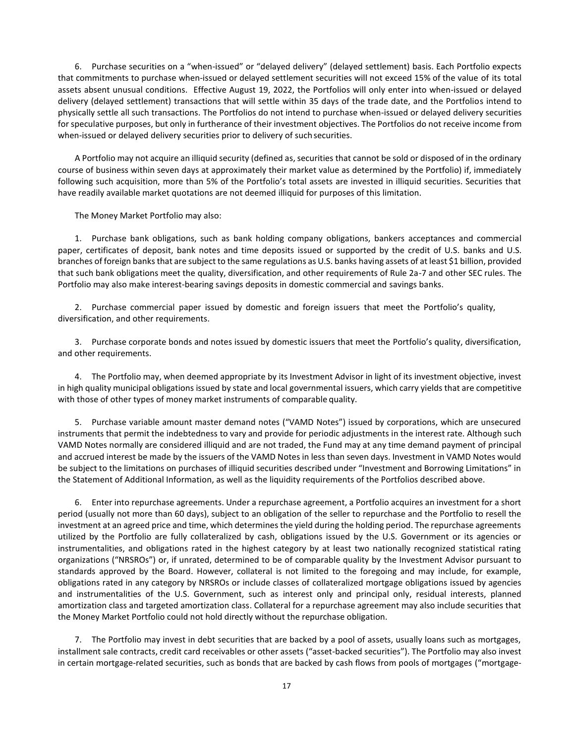6. Purchase securities on a "when-issued" or "delayed delivery" (delayed settlement) basis. Each Portfolio expects that commitments to purchase when-issued or delayed settlement securities will not exceed 15% of the value of its total assets absent unusual conditions. Effective August 19, 2022, the Portfolios will only enter into when-issued or delayed delivery (delayed settlement) transactions that will settle within 35 days of the trade date, and the Portfolios intend to physically settle all such transactions. The Portfolios do not intend to purchase when-issued or delayed delivery securities for speculative purposes, but only in furtherance of their investment objectives. The Portfolios do not receive income from when-issued or delayed delivery securities prior to delivery of such securities.

A Portfolio may not acquire an illiquid security (defined as, securities that cannot be sold or disposed of in the ordinary course of business within seven days at approximately their market value as determined by the Portfolio) if, immediately following such acquisition, more than 5% of the Portfolio's total assets are invested in illiquid securities. Securities that have readily available market quotations are not deemed illiquid for purposes of this limitation.

The Money Market Portfolio may also:

1. Purchase bank obligations, such as bank holding company obligations, bankers acceptances and commercial paper, certificates of deposit, bank notes and time deposits issued or supported by the credit of U.S. banks and U.S. branches of foreign banks that are subject to the same regulations as U.S. banks having assets of at least $1 billion, provided that such bank obligations meet the quality, diversification, and other requirements of Rule 2a-7 and other SEC rules. The Portfolio may also make interest-bearing savings deposits in domestic commercial and savings banks.

2. Purchase commercial paper issued by domestic and foreign issuers that meet the Portfolio's quality, diversification, and other requirements.

3. Purchase corporate bonds and notes issued by domestic issuers that meet the Portfolio's quality, diversification, and other requirements.

4. The Portfolio may, when deemed appropriate by its Investment Advisor in light of its investment objective, invest in high quality municipal obligations issued by state and local governmental issuers, which carry yields that are competitive with those of other types of money market instruments of comparable quality.

5. Purchase variable amount master demand notes ("VAMD Notes") issued by corporations, which are unsecured instruments that permit the indebtedness to vary and provide for periodic adjustments in the interest rate. Although such VAMD Notes normally are considered illiquid and are not traded, the Fund may at any time demand payment of principal and accrued interest be made by the issuers of the VAMD Notes in less than seven days. Investment in VAMD Notes would be subject to the limitations on purchases of illiquid securities described under "Investment and Borrowing Limitations" in the Statement of Additional Information, as well as the liquidity requirements of the Portfolios described above.

6. Enter into repurchase agreements. Under a repurchase agreement, a Portfolio acquires an investment for a short period (usually not more than 60 days), subject to an obligation of the seller to repurchase and the Portfolio to resell the investment at an agreed price and time, which determines the yield during the holding period. The repurchase agreements utilized by the Portfolio are fully collateralized by cash, obligations issued by the U.S. Government or its agencies or instrumentalities, and obligations rated in the highest category by at least two nationally recognized statistical rating organizations ("NRSROs") or, if unrated, determined to be of comparable quality by the Investment Advisor pursuant to standards approved by the Board. However, collateral is not limited to the foregoing and may include, for example, obligations rated in any category by NRSROs or include classes of collateralized mortgage obligations issued by agencies and instrumentalities of the U.S. Government, such as interest only and principal only, residual interests, planned amortization class and targeted amortization class. Collateral for a repurchase agreement may also include securities that the Money Market Portfolio could not hold directly without the repurchase obligation.

7. The Portfolio may invest in debt securities that are backed by a pool of assets, usually loans such as mortgages, installment sale contracts, credit card receivables or other assets ("asset-backed securities"). The Portfolio may also invest in certain mortgage-related securities, such as bonds that are backed by cash flows from pools of mortgages ("mortgage-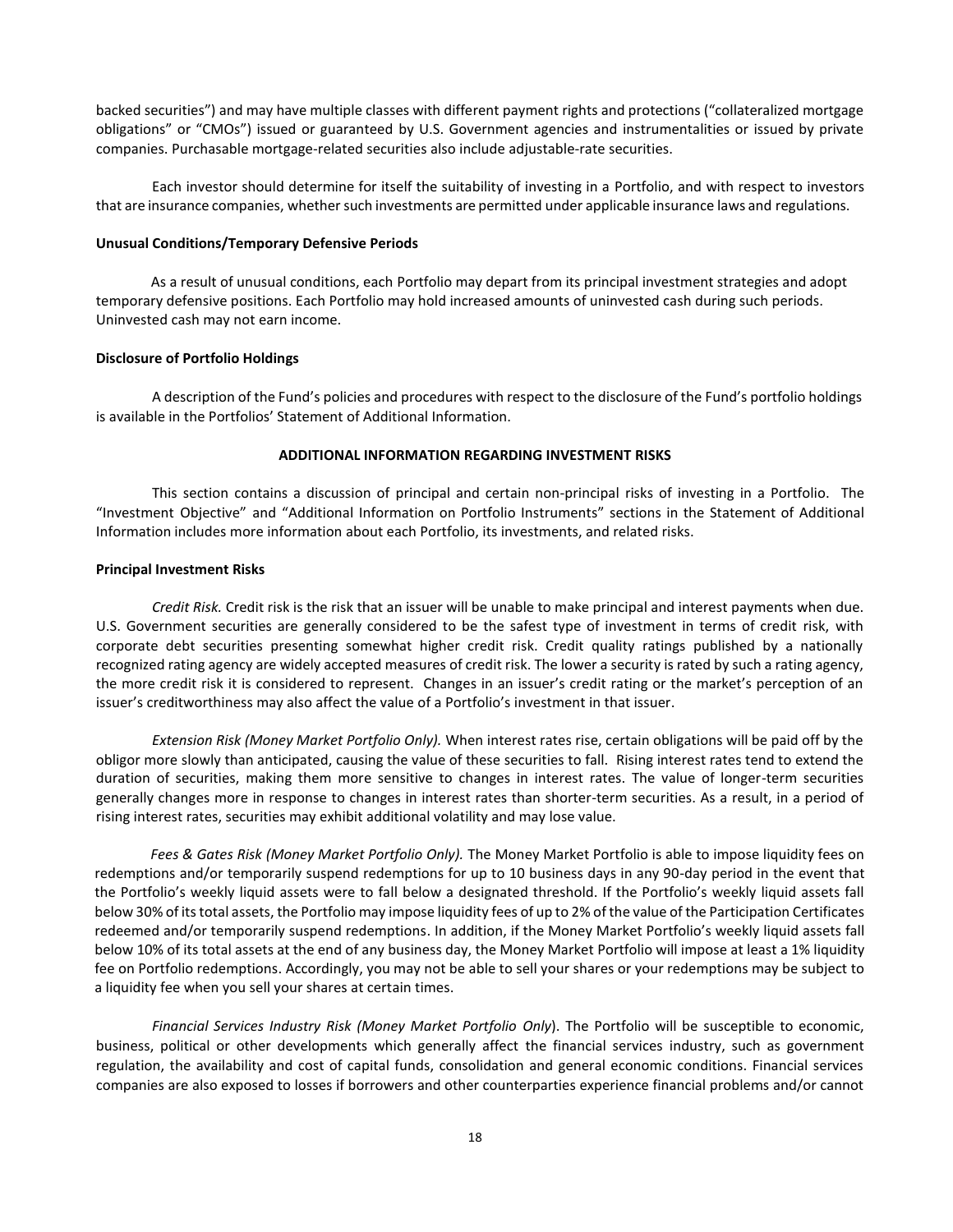backed securities") and may have multiple classes with different payment rights and protections ("collateralized mortgage obligations" or "CMOs") issued or guaranteed by U.S. Government agencies and instrumentalities or issued by private companies. Purchasable mortgage-related securities also include adjustable-rate securities.

Each investor should determine for itself the suitability of investing in a Portfolio, and with respect to investors that are insurance companies, whether such investments are permitted under applicable insurance laws and regulations.

**Unusual Conditions/Temporary Defensive Periods**

As a result of unusual conditions, each Portfolio may depart from its principal investment strategies and adopt temporary defensive positions. Each Portfolio may hold increased amounts of uninvested cash during such periods. Uninvested cash may not earn income.

**Disclosure of Portfolio Holdings**

A description of the Fund's policies and procedures with respect to the disclosure of the Fund's portfolio holdings is available in the Portfolios' Statement of Additional Information.

## ADDITIONAL INFORMATION REGARDING INVESTMENT RISKS

This section contains a discussion of principal and certain non-principal risks of investing in a Portfolio. The "Investment Objective" and "Additional Information on Portfolio Instruments" sections in the Statement of Additional Information includes more information about each Portfolio, its investments, and related risks.

**Principal Investment Risks**

*Credit Risk.* Credit risk is the risk that an issuer will be unable to make principal and interest payments when due. U.S. Government securities are generally considered to be the safest type of investment in terms of credit risk, with corporate debt securities presenting somewhat higher credit risk. Credit quality ratings published by a nationally recognized rating agency are widely accepted measures of credit risk. The lower a security is rated by such a rating agency, the more credit risk it is considered to represent. Changes in an issuer's credit rating or the market's perception of an issuer's creditworthiness may also affect the value of a Portfolio's investment in that issuer.

*Extension Risk (Money Market Portfolio Only).* When interest rates rise, certain obligations will be paid off by the obligor more slowly than anticipated, causing the value of these securities to fall. Rising interest rates tend to extend the duration of securities, making them more sensitive to changes in interest rates. The value of longer-term securities generally changes more in response to changes in interest rates than shorter-term securities. As a result, in a period of rising interest rates, securities may exhibit additional volatility and may lose value.

*Fees & Gates Risk (Money Market Portfolio Only).* The Money Market Portfolio is able to impose liquidity fees on redemptions and/or temporarily suspend redemptions for up to 10 business days in any 90-day period in the event that the Portfolio's weekly liquid assets were to fall below a designated threshold. If the Portfolio's weekly liquid assets fall below 30% of its total assets, the Portfolio may impose liquidity fees of up to 2% of the value of the Participation Certificates redeemed and/or temporarily suspend redemptions. In addition, if the Money Market Portfolio's weekly liquid assets fall below 10% of its total assets at the end of any business day, the Money Market Portfolio will impose at least a 1% liquidity fee on Portfolio redemptions. Accordingly, you may not be able to sell your shares or your redemptions may be subject to a liquidity fee when you sell your shares at certain times.

*Financial Services Industry Risk (Money Market Portfolio Only*). The Portfolio will be susceptible to economic, business, political or other developments which generally affect the financial services industry, such as government regulation, the availability and cost of capital funds, consolidation and general economic conditions. Financial services companies are also exposed to losses if borrowers and other counterparties experience financial problems and/or cannot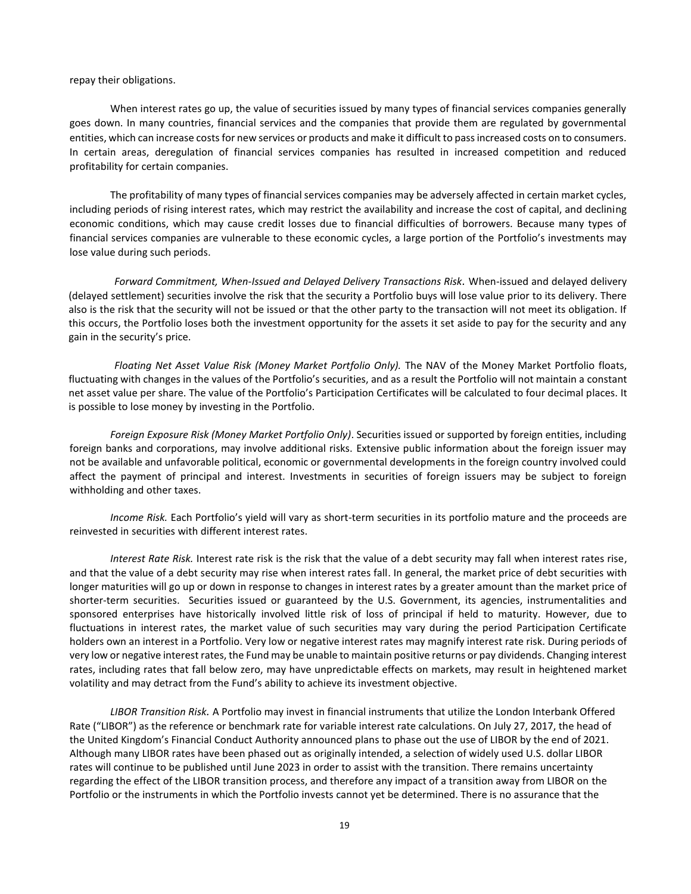repay their obligations.

When interest rates go up, the value of securities issued by many types of financial services companies generally goes down. In many countries, financial services and the companies that provide them are regulated by governmental entities, which can increase costs for new services or products and make it difficult to pass increased costs on to consumers. In certain areas, deregulation of financial services companies has resulted in increased competition and reduced profitability for certain companies.

The profitability of many types of financial services companies may be adversely affected in certain market cycles, including periods of rising interest rates, which may restrict the availability and increase the cost of capital, and declining economic conditions, which may cause credit losses due to financial difficulties of borrowers. Because many types of financial services companies are vulnerable to these economic cycles, a large portion of the Portfolio's investments may lose value during such periods.

*Forward Commitment, When-Issued and Delayed Delivery Transactions Risk.* When-issued and delayed delivery (delayed settlement) securities involve the risk that the security a Portfolio buys will lose value prior to its delivery. There also is the risk that the security will not be issued or that the other party to the transaction will not meet its obligation. If this occurs, the Portfolio loses both the investment opportunity for the assets it set aside to pay for the security and any gain in the security's price.

*Floating Net Asset Value Risk (Money Market Portfolio Only).* The NAV of the Money Market Portfolio floats, fluctuating with changes in the values of the Portfolio's securities, and as a result the Portfolio will not maintain a constant net asset value per share. The value of the Portfolio's Participation Certificates will be calculated to four decimal places. It is possible to lose money by investing in the Portfolio.

*Foreign Exposure Risk (Money Market Portfolio Only)*. Securities issued or supported by foreign entities, including foreign banks and corporations, may involve additional risks. Extensive public information about the foreign issuer may not be available and unfavorable political, economic or governmental developments in the foreign country involved could affect the payment of principal and interest. Investments in securities of foreign issuers may be subject to foreign withholding and other taxes.

*Income Risk.* Each Portfolio's yield will vary as short-term securities in its portfolio mature and the proceeds are reinvested in securities with different interest rates.

*Interest Rate Risk.* Interest rate risk is the risk that the value of a debt security may fall when interest rates rise, and that the value of a debt security may rise when interest rates fall. In general, the market price of debt securities with longer maturities will go up or down in response to changes in interest rates by a greater amount than the market price of shorter-term securities. Securities issued or guaranteed by the U.S. Government, its agencies, instrumentalities and sponsored enterprises have historically involved little risk of loss of principal if held to maturity. However, due to fluctuations in interest rates, the market value of such securities may vary during the period Participation Certificate holders own an interest in a Portfolio. Very low or negative interest rates may magnify interest rate risk. During periods of very low or negative interest rates, the Fund may be unable to maintain positive returns or pay dividends. Changing interest rates, including rates that fall below zero, may have unpredictable effects on markets, may result in heightened market volatility and may detract from the Fund's ability to achieve its investment objective.

*LIBOR Transition Risk.* A Portfolio may invest in financial instruments that utilize the London Interbank Offered Rate ("LIBOR") as the reference or benchmark rate for variable interest rate calculations. On July 27, 2017, the head of the United Kingdom's Financial Conduct Authority announced plans to phase out the use of LIBOR by the end of 2021. Although many LIBOR rates have been phased out as originally intended, a selection of widely used U.S. dollar LIBOR rates will continue to be published until June 2023 in order to assist with the transition. There remains uncertainty regarding the effect of the LIBOR transition process, and therefore any impact of a transition away from LIBOR on the Portfolio or the instruments in which the Portfolio invests cannot yet be determined. There is no assurance that the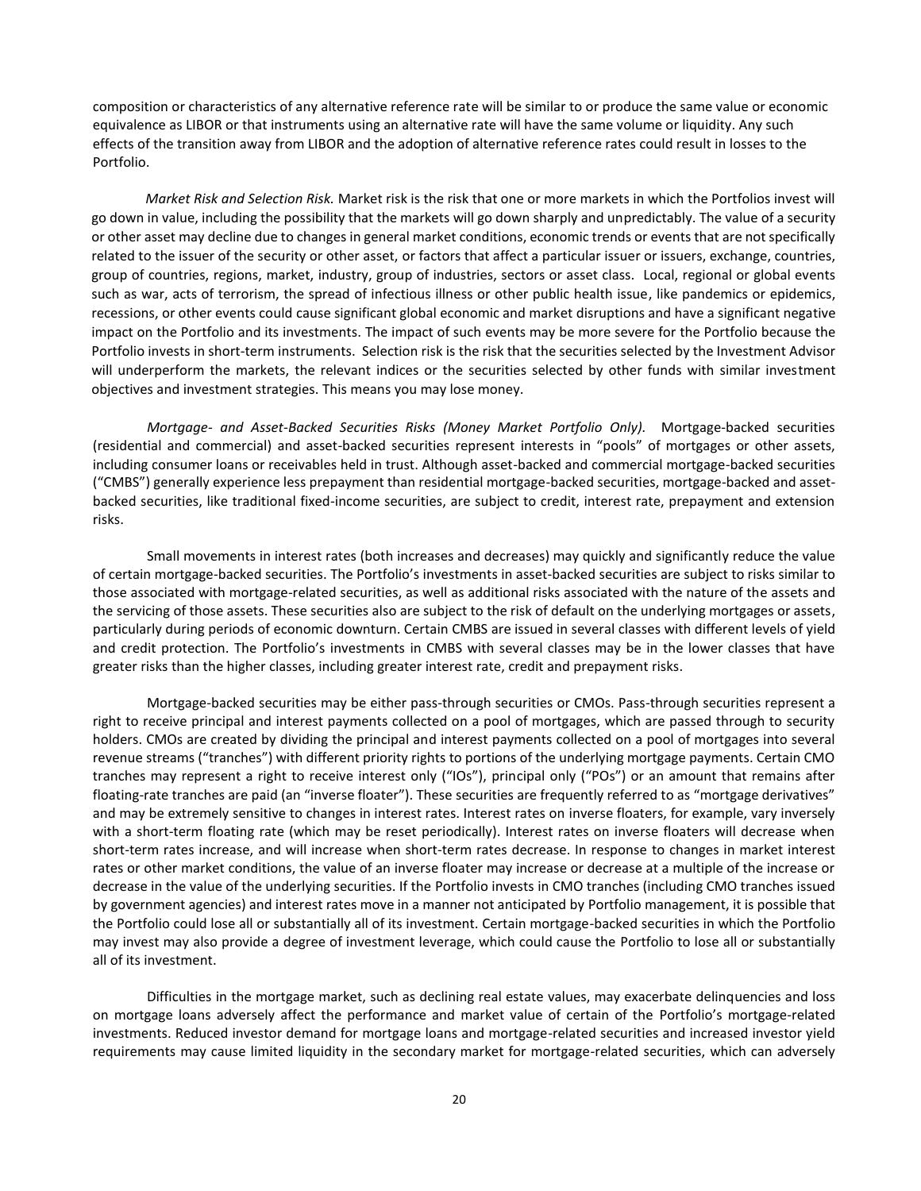composition or characteristics of any alternative reference rate will be similar to or produce the same value or economic equivalence as LIBOR or that instruments using an alternative rate will have the same volume or liquidity. Any such effects of the transition away from LIBOR and the adoption of alternative reference rates could result in losses to the Portfolio.

*Market Risk and Selection Risk.* Market risk is the risk that one or more markets in which the Portfolios invest will go down in value, including the possibility that the markets will go down sharply and unpredictably. The value of a security or other asset may decline due to changes in general market conditions, economic trends or events that are not specifically related to the issuer of the security or other asset, or factors that affect a particular issuer or issuers, exchange, countries, group of countries, regions, market, industry, group of industries, sectors or asset class. Local, regional or global events such as war, acts of terrorism, the spread of infectious illness or other public health issue, like pandemics or epidemics, recessions, or other events could cause significant global economic and market disruptions and have a significant negative impact on the Portfolio and its investments. The impact of such events may be more severe for the Portfolio because the Portfolio invests in short-term instruments. Selection risk is the risk that the securities selected by the Investment Advisor will underperform the markets, the relevant indices or the securities selected by other funds with similar investment objectives and investment strategies. This means you may lose money.

*Mortgage- and Asset-Backed Securities Risks (Money Market Portfolio Only).* Mortgage-backed securities (residential and commercial) and asset-backed securities represent interests in "pools" of mortgages or other assets, including consumer loans or receivables held in trust. Although asset-backed and commercial mortgage-backed securities ("CMBS") generally experience less prepayment than residential mortgage-backed securities, mortgage-backed and asset-backed securities, like traditional fixed-income securities, are subject to credit, interest rate, prepayment and extension risks.

Small movements in interest rates (both increases and decreases) may quickly and significantly reduce the value of certain mortgage-backed securities. The Portfolio's investments in asset-backed securities are subject to risks similar to those associated with mortgage-related securities, as well as additional risks associated with the nature of the assets and the servicing of those assets. These securities also are subject to the risk of default on the underlying mortgages or assets, particularly during periods of economic downturn. Certain CMBS are issued in several classes with different levels of yield and credit protection. The Portfolio's investments in CMBS with several classes may be in the lower classes that have greater risks than the higher classes, including greater interest rate, credit and prepayment risks.

Mortgage-backed securities may be either pass-through securities or CMOs. Pass-through securities represent a right to receive principal and interest payments collected on a pool of mortgages, which are passed through to security holders. CMOs are created by dividing the principal and interest payments collected on a pool of mortgages into several revenue streams ("tranches") with different priority rights to portions of the underlying mortgage payments. Certain CMO tranches may represent a right to receive interest only ("IOs"), principal only ("POs") or an amount that remains after floating-rate tranches are paid (an "inverse floater"). These securities are frequently referred to as "mortgage derivatives" and may be extremely sensitive to changes in interest rates. Interest rates on inverse floaters, for example, vary inversely with a short-term floating rate (which may be reset periodically). Interest rates on inverse floaters will decrease when short-term rates increase, and will increase when short-term rates decrease. In response to changes in market interest rates or other market conditions, the value of an inverse floater may increase or decrease at a multiple of the increase or decrease in the value of the underlying securities. If the Portfolio invests in CMO tranches (including CMO tranches issued by government agencies) and interest rates move in a manner not anticipated by Portfolio management, it is possible that the Portfolio could lose all or substantially all of its investment. Certain mortgage-backed securities in which the Portfolio may invest may also provide a degree of investment leverage, which could cause the Portfolio to lose all or substantially all of its investment.

Difficulties in the mortgage market, such as declining real estate values, may exacerbate delinquencies and loss on mortgage loans adversely affect the performance and market value of certain of the Portfolio's mortgage-related investments. Reduced investor demand for mortgage loans and mortgage-related securities and increased investor yield requirements may cause limited liquidity in the secondary market for mortgage-related securities, which can adversely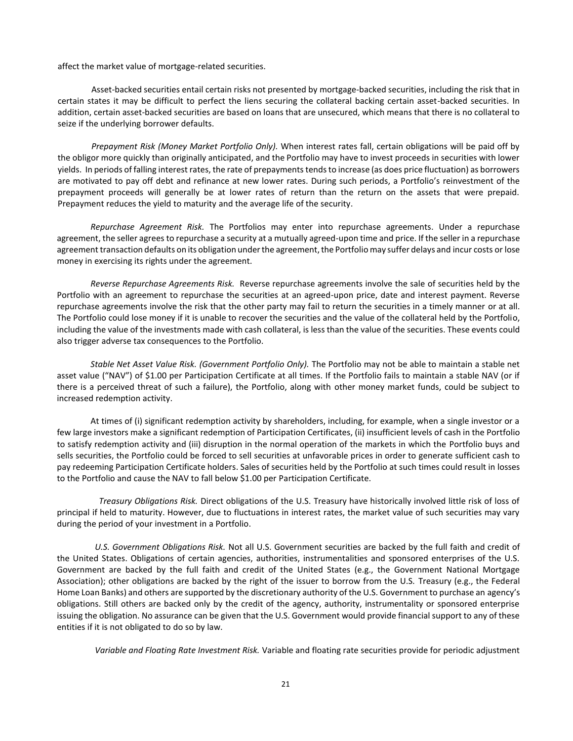affect the market value of mortgage-related securities.

Asset-backed securities entail certain risks not presented by mortgage-backed securities, including the risk that in certain states it may be difficult to perfect the liens securing the collateral backing certain asset-backed securities. In addition, certain asset-backed securities are based on loans that are unsecured, which means that there is no collateral to seize if the underlying borrower defaults.

*Prepayment Risk (Money Market Portfolio Only).* When interest rates fall, certain obligations will be paid off by the obligor more quickly than originally anticipated, and the Portfolio may have to invest proceeds in securities with lower yields. In periods of falling interest rates, the rate of prepayments tends to increase (as does price fluctuation) as borrowers are motivated to pay off debt and refinance at new lower rates. During such periods, a Portfolio's reinvestment of the prepayment proceeds will generally be at lower rates of return than the return on the assets that were prepaid. Prepayment reduces the yield to maturity and the average life of the security.

*Repurchase Agreement Risk.* The Portfolios may enter into repurchase agreements. Under a repurchase agreement, the seller agrees to repurchase a security at a mutually agreed-upon time and price. If the seller in a repurchase agreement transaction defaults on its obligation under the agreement, the Portfolio may suffer delays and incur costs or lose money in exercising its rights under the agreement.

*Reverse Repurchase Agreements Risk.* Reverse repurchase agreements involve the sale of securities held by the Portfolio with an agreement to repurchase the securities at an agreed-upon price, date and interest payment. Reverse repurchase agreements involve the risk that the other party may fail to return the securities in a timely manner or at all. The Portfolio could lose money if it is unable to recover the securities and the value of the collateral held by the Portfolio, including the value of the investments made with cash collateral, is less than the value of the securities. These events could also trigger adverse tax consequences to the Portfolio.

*Stable Net Asset Value Risk. (Government Portfolio Only).* The Portfolio may not be able to maintain a stable net asset value ("NAV") of $1.00 per Participation Certificate at all times. If the Portfolio fails to maintain a stable NAV (or if there is a perceived threat of such a failure), the Portfolio, along with other money market funds, could be subject to increased redemption activity.

At times of (i) significant redemption activity by shareholders, including, for example, when a single investor or a few large investors make a significant redemption of Participation Certificates, (ii) insufficient levels of cash in the Portfolio to satisfy redemption activity and (iii) disruption in the normal operation of the markets in which the Portfolio buys and sells securities, the Portfolio could be forced to sell securities at unfavorable prices in order to generate sufficient cash to pay redeeming Participation Certificate holders. Sales of securities held by the Portfolio at such times could result in losses to the Portfolio and cause the NAV to fall below $1.00 per Participation Certificate.

*Treasury Obligations Risk.* Direct obligations of the U.S. Treasury have historically involved little risk of loss of principal if held to maturity. However, due to fluctuations in interest rates, the market value of such securities may vary during the period of your investment in a Portfolio.

*U.S. Government Obligations Risk.* Not all U.S. Government securities are backed by the full faith and credit of the United States. Obligations of certain agencies, authorities, instrumentalities and sponsored enterprises of the U.S. Government are backed by the full faith and credit of the United States (e.g., the Government National Mortgage Association); other obligations are backed by the right of the issuer to borrow from the U.S. Treasury (e.g., the Federal Home Loan Banks) and others are supported by the discretionary authority of the U.S. Government to purchase an agency's obligations. Still others are backed only by the credit of the agency, authority, instrumentality or sponsored enterprise issuing the obligation. No assurance can be given that the U.S. Government would provide financial support to any of these entities if it is not obligated to do so by law.

*Variable and Floating Rate Investment Risk.* Variable and floating rate securities provide for periodic adjustment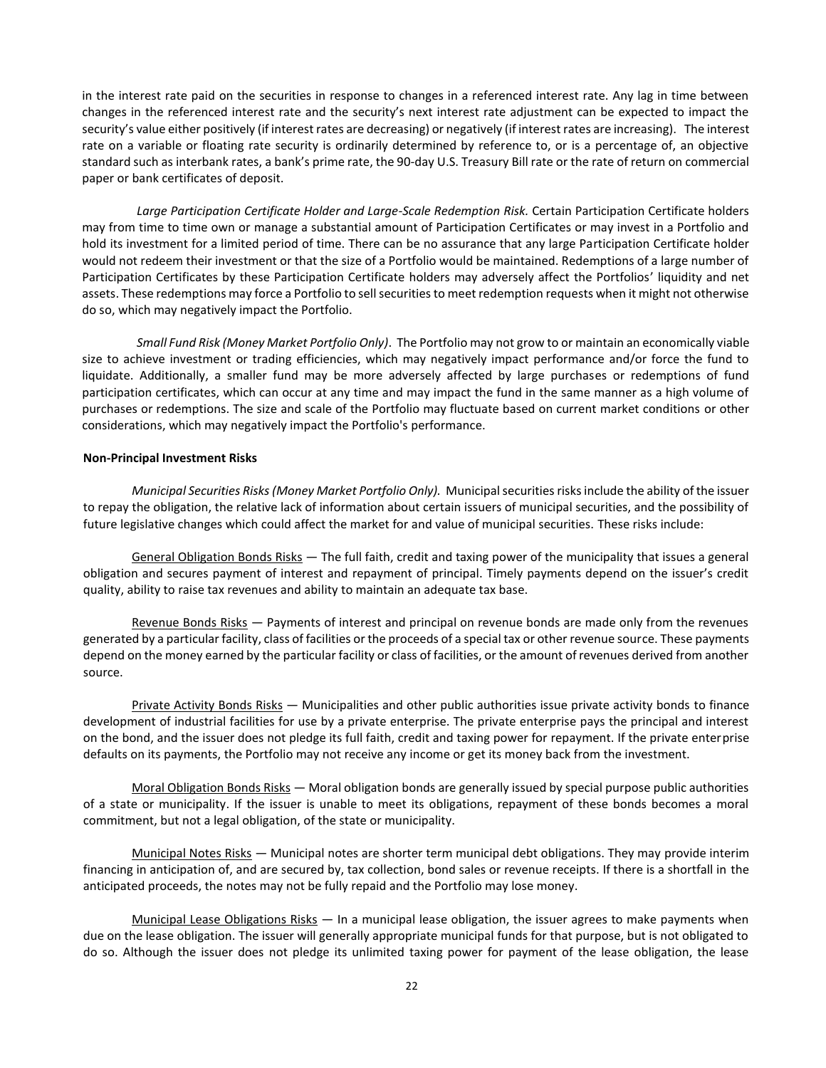in the interest rate paid on the securities in response to changes in a referenced interest rate. Any lag in time between changes in the referenced interest rate and the security's next interest rate adjustment can be expected to impact the security's value either positively (if interest rates are decreasing) or negatively (if interest rates are increasing). The interest rate on a variable or floating rate security is ordinarily determined by reference to, or is a percentage of, an objective standard such as interbank rates, a bank's prime rate, the 90-day U.S. Treasury Bill rate or the rate of return on commercial paper or bank certificates of deposit.

*Large Participation Certificate Holder and Large-Scale Redemption Risk.* Certain Participation Certificate holders may from time to time own or manage a substantial amount of Participation Certificates or may invest in a Portfolio and hold its investment for a limited period of time. There can be no assurance that any large Participation Certificate holder would not redeem their investment or that the size of a Portfolio would be maintained. Redemptions of a large number of Participation Certificates by these Participation Certificate holders may adversely affect the Portfolios' liquidity and net assets. These redemptions may force a Portfolio to sell securities to meet redemption requests when it might not otherwise do so, which may negatively impact the Portfolio.

*Small Fund Risk (Money Market Portfolio Only)*. The Portfolio may not grow to or maintain an economically viable size to achieve investment or trading efficiencies, which may negatively impact performance and/or force the fund to liquidate. Additionally, a smaller fund may be more adversely affected by large purchases or redemptions of fund participation certificates, which can occur at any time and may impact the fund in the same manner as a high volume of purchases or redemptions. The size and scale of the Portfolio may fluctuate based on current market conditions or other considerations, which may negatively impact the Portfolio's performance.

**Non-Principal Investment Risks**

*Municipal Securities Risks (Money Market Portfolio Only).* Municipal securities risks include the ability of the issuer to repay the obligation, the relative lack of information about certain issuers of municipal securities, and the possibility of future legislative changes which could affect the market for and value of municipal securities. These risks include:

General Obligation Bonds Risks — The full faith, credit and taxing power of the municipality that issues a general obligation and secures payment of interest and repayment of principal. Timely payments depend on the issuer's credit quality, ability to raise tax revenues and ability to maintain an adequate tax base.

Revenue Bonds Risks — Payments of interest and principal on revenue bonds are made only from the revenues generated by a particular facility, class of facilities or the proceeds of a special tax or other revenue source. These payments depend on the money earned by the particular facility or class of facilities, or the amount of revenues derived from another source.

Private Activity Bonds Risks — Municipalities and other public authorities issue private activity bonds to finance development of industrial facilities for use by a private enterprise. The private enterprise pays the principal and interest on the bond, and the issuer does not pledge its full faith, credit and taxing power for repayment. If the private enterprise defaults on its payments, the Portfolio may not receive any income or get its money back from the investment.

Moral Obligation Bonds Risks — Moral obligation bonds are generally issued by special purpose public authorities of a state or municipality. If the issuer is unable to meet its obligations, repayment of these bonds becomes a moral commitment, but not a legal obligation, of the state or municipality.

Municipal Notes Risks — Municipal notes are shorter term municipal debt obligations. They may provide interim financing in anticipation of, and are secured by, tax collection, bond sales or revenue receipts. If there is a shortfall in the anticipated proceeds, the notes may not be fully repaid and the Portfolio may lose money.

Municipal Lease Obligations Risks — In a municipal lease obligation, the issuer agrees to make payments when due on the lease obligation. The issuer will generally appropriate municipal funds for that purpose, but is not obligated to do so. Although the issuer does not pledge its unlimited taxing power for payment of the lease obligation, the lease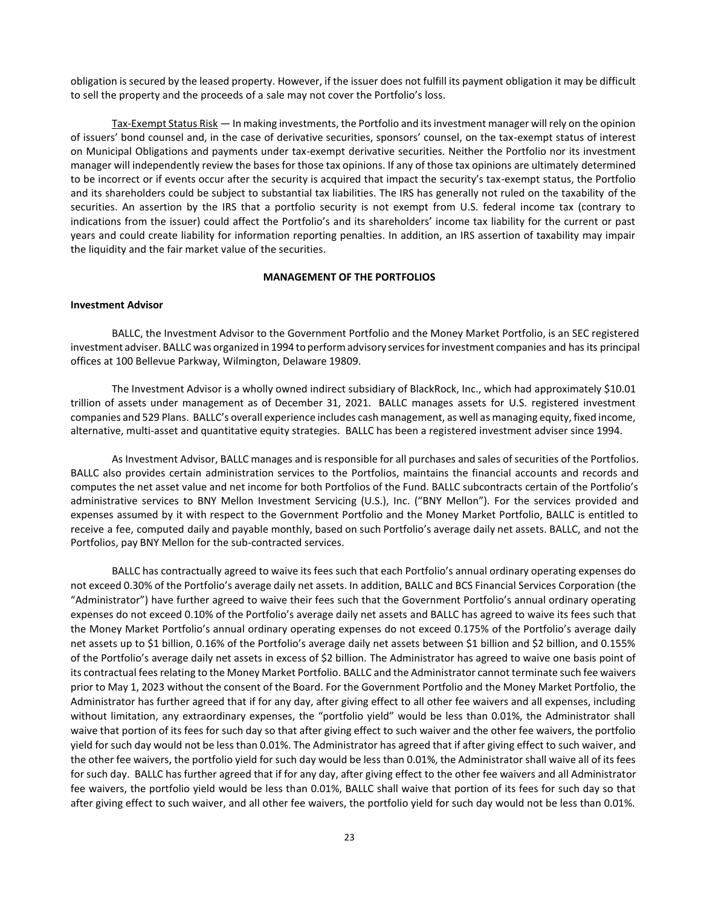obligation is secured by the leased property. However, if the issuer does not fulfill its payment obligation it may be difficult to sell the property and the proceeds of a sale may not cover the Portfolio's loss.

Tax-Exempt Status Risk — In making investments, the Portfolio and its investment manager will rely on the opinion of issuers' bond counsel and, in the case of derivative securities, sponsors' counsel, on the tax-exempt status of interest on Municipal Obligations and payments under tax-exempt derivative securities. Neither the Portfolio nor its investment manager will independently review the bases for those tax opinions. If any of those tax opinions are ultimately determined to be incorrect or if events occur after the security is acquired that impact the security's tax-exempt status, the Portfolio and its shareholders could be subject to substantial tax liabilities. The IRS has generally not ruled on the taxability of the securities. An assertion by the IRS that a portfolio security is not exempt from U.S. federal income tax (contrary to indications from the issuer) could affect the Portfolio's and its shareholders' income tax liability for the current or past years and could create liability for information reporting penalties. In addition, an IRS assertion of taxability may impair the liquidity and the fair market value of the securities.

## MANAGEMENT OF THE PORTFOLIOS

### Investment Advisor

BALLC, the Investment Advisor to the Government Portfolio and the Money Market Portfolio, is an SEC registered investment adviser. BALLC was organized in 1994 to perform advisory services for investment companies and has its principal offices at 100 Bellevue Parkway, Wilmington, Delaware 19809.

The Investment Advisor is a wholly owned indirect subsidiary of BlackRock, Inc., which had approximately $10.01 trillion of assets under management as of December 31, 2021. BALLC manages assets for U.S. registered investment companies and 529 Plans. BALLC's overall experience includes cash management, as well as managing equity, fixed income, alternative, multi-asset and quantitative equity strategies. BALLC has been a registered investment adviser since 1994.

As Investment Advisor, BALLC manages and is responsible for all purchases and sales of securities of the Portfolios. BALLC also provides certain administration services to the Portfolios, maintains the financial accounts and records and computes the net asset value and net income for both Portfolios of the Fund. BALLC subcontracts certain of the Portfolio's administrative services to BNY Mellon Investment Servicing (U.S.), Inc. ("BNY Mellon"). For the services provided and expenses assumed by it with respect to the Government Portfolio and the Money Market Portfolio, BALLC is entitled to receive a fee, computed daily and payable monthly, based on such Portfolio's average daily net assets. BALLC, and not the Portfolios, pay BNY Mellon for the sub-contracted services.

BALLC has contractually agreed to waive its fees such that each Portfolio's annual ordinary operating expenses do not exceed 0.30% of the Portfolio's average daily net assets. In addition, BALLC and BCS Financial Services Corporation (the "Administrator") have further agreed to waive their fees such that the Government Portfolio's annual ordinary operating expenses do not exceed 0.10% of the Portfolio's average daily net assets and BALLC has agreed to waive its fees such that the Money Market Portfolio's annual ordinary operating expenses do not exceed 0.175% of the Portfolio's average daily net assets up to $1 billion, 0.16% of the Portfolio's average daily net assets between $1 billion and $2 billion, and 0.155% of the Portfolio's average daily net assets in excess of $2 billion. The Administrator has agreed to waive one basis point of its contractual fees relating to the Money Market Portfolio. BALLC and the Administrator cannot terminate such fee waivers prior to May 1, 2023 without the consent of the Board. For the Government Portfolio and the Money Market Portfolio, the Administrator has further agreed that if for any day, after giving effect to all other fee waivers and all expenses, including without limitation, any extraordinary expenses, the "portfolio yield" would be less than 0.01%, the Administrator shall waive that portion of its fees for such day so that after giving effect to such waiver and the other fee waivers, the portfolio yield for such day would not be less than 0.01%. The Administrator has agreed that if after giving effect to such waiver, and the other fee waivers, the portfolio yield for such day would be less than 0.01%, the Administrator shall waive all of its fees for such day. BALLC has further agreed that if for any day, after giving effect to the other fee waivers and all Administrator fee waivers, the portfolio yield would be less than 0.01%, BALLC shall waive that portion of its fees for such day so that after giving effect to such waiver, and all other fee waivers, the portfolio yield for such day would not be less than 0.01%.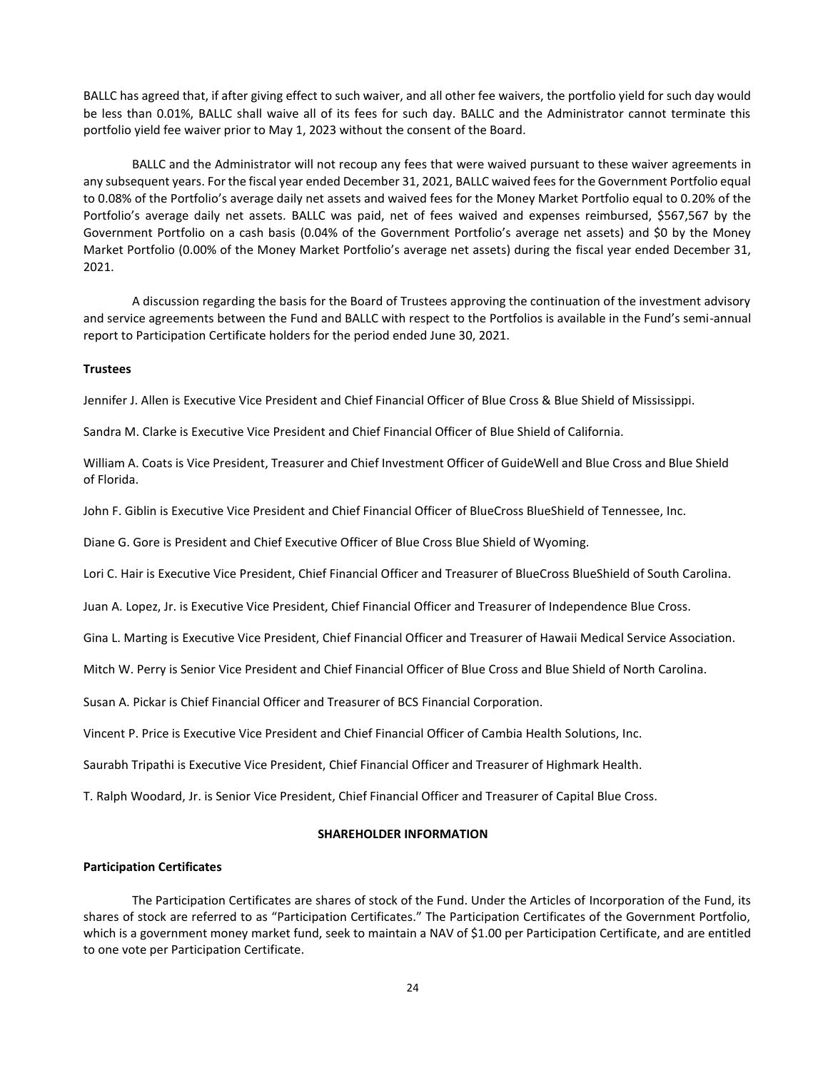BALLC has agreed that, if after giving effect to such waiver, and all other fee waivers, the portfolio yield for such day would be less than 0.01%, BALLC shall waive all of its fees for such day. BALLC and the Administrator cannot terminate this portfolio yield fee waiver prior to May 1, 2023 without the consent of the Board.

BALLC and the Administrator will not recoup any fees that were waived pursuant to these waiver agreements in any subsequent years. For the fiscal year ended December 31, 2021, BALLC waived fees for the Government Portfolio equal to 0.08% of the Portfolio's average daily net assets and waived fees for the Money Market Portfolio equal to 0.20% of the Portfolio's average daily net assets. BALLC was paid, net of fees waived and expenses reimbursed, $567,567 by the Government Portfolio on a cash basis (0.04% of the Government Portfolio's average net assets) and $0 by the Money Market Portfolio (0.00% of the Money Market Portfolio's average net assets) during the fiscal year ended December 31, 2021.

A discussion regarding the basis for the Board of Trustees approving the continuation of the investment advisory and service agreements between the Fund and BALLC with respect to the Portfolios is available in the Fund's semi-annual report to Participation Certificate holders for the period ended June 30, 2021.

**Trustees**

Jennifer J. Allen is Executive Vice President and Chief Financial Officer of Blue Cross & Blue Shield of Mississippi.

Sandra M. Clarke is Executive Vice President and Chief Financial Officer of Blue Shield of California.

William A. Coats is Vice President, Treasurer and Chief Investment Officer of GuideWell and Blue Cross and Blue Shield of Florida.

John F. Giblin is Executive Vice President and Chief Financial Officer of BlueCross BlueShield of Tennessee, Inc.

Diane G. Gore is President and Chief Executive Officer of Blue Cross Blue Shield of Wyoming.

Lori C. Hair is Executive Vice President, Chief Financial Officer and Treasurer of BlueCross BlueShield of South Carolina.

Juan A. Lopez, Jr. is Executive Vice President, Chief Financial Officer and Treasurer of Independence Blue Cross.

Gina L. Marting is Executive Vice President, Chief Financial Officer and Treasurer of Hawaii Medical Service Association.

Mitch W. Perry is Senior Vice President and Chief Financial Officer of Blue Cross and Blue Shield of North Carolina.

Susan A. Pickar is Chief Financial Officer and Treasurer of BCS Financial Corporation.

Vincent P. Price is Executive Vice President and Chief Financial Officer of Cambia Health Solutions, Inc.

Saurabh Tripathi is Executive Vice President, Chief Financial Officer and Treasurer of Highmark Health.

T. Ralph Woodard, Jr. is Senior Vice President, Chief Financial Officer and Treasurer of Capital Blue Cross.

## SHAREHOLDER INFORMATION

**Participation Certificates**

The Participation Certificates are shares of stock of the Fund. Under the Articles of Incorporation of the Fund, its shares of stock are referred to as "Participation Certificates." The Participation Certificates of the Government Portfolio, which is a government money market fund, seek to maintain a NAV of $1.00 per Participation Certificate, and are entitled to one vote per Participation Certificate.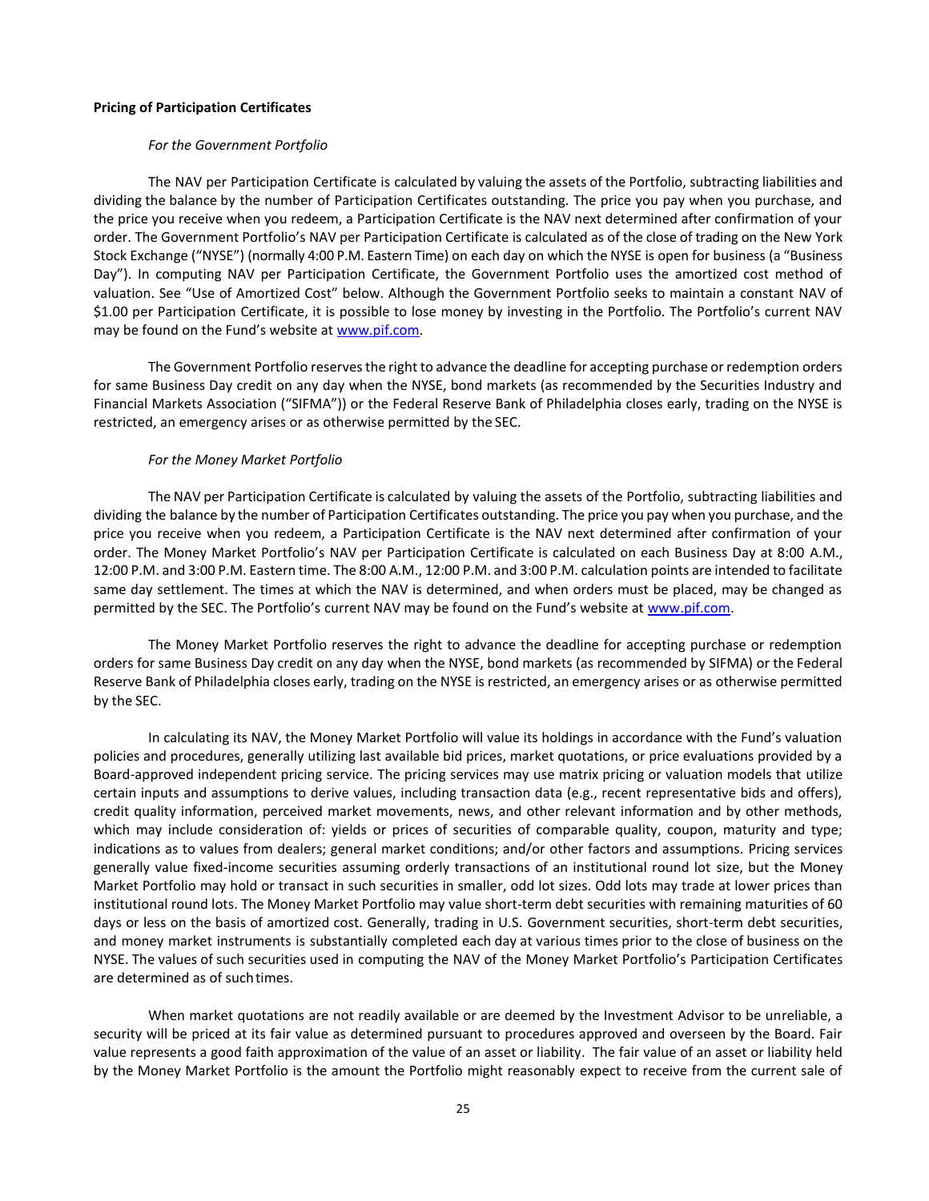**Pricing of Participation Certificates**

*For the Government Portfolio*

The NAV per Participation Certificate is calculated by valuing the assets of the Portfolio, subtracting liabilities and dividing the balance by the number of Participation Certificates outstanding. The price you pay when you purchase, and the price you receive when you redeem, a Participation Certificate is the NAV next determined after confirmation of your order. The Government Portfolio's NAV per Participation Certificate is calculated as of the close of trading on the New York Stock Exchange ("NYSE") (normally 4:00 P.M. Eastern Time) on each day on which the NYSE is open for business (a "Business Day"). In computing NAV per Participation Certificate, the Government Portfolio uses the amortized cost method of valuation. See "Use of Amortized Cost" below. Although the Government Portfolio seeks to maintain a constant NAV of $1.00 per Participation Certificate, it is possible to lose money by investing in the Portfolio. The Portfolio's current NAV may be found on the Fund's website at [www.pif.com](www.pif.com).

The Government Portfolio reserves the right to advance the deadline for accepting purchase or redemption orders for same Business Day credit on any day when the NYSE, bond markets (as recommended by the Securities Industry and Financial Markets Association ("SIFMA")) or the Federal Reserve Bank of Philadelphia closes early, trading on the NYSE is restricted, an emergency arises or as otherwise permitted by the SEC.

*For the Money Market Portfolio*

The NAV per Participation Certificate is calculated by valuing the assets of the Portfolio, subtracting liabilities and dividing the balance by the number of Participation Certificates outstanding. The price you pay when you purchase, and the price you receive when you redeem, a Participation Certificate is the NAV next determined after confirmation of your order. The Money Market Portfolio's NAV per Participation Certificate is calculated on each Business Day at 8:00 A.M., 12:00 P.M. and 3:00 P.M. Eastern time. The 8:00 A.M., 12:00 P.M. and 3:00 P.M. calculation points are intended to facilitate same day settlement. The times at which the NAV is determined, and when orders must be placed, may be changed as permitted by the SEC. The Portfolio's current NAV may be found on the Fund's website at [www.pif.com](www.pif.com).

The Money Market Portfolio reserves the right to advance the deadline for accepting purchase or redemption orders for same Business Day credit on any day when the NYSE, bond markets (as recommended by SIFMA) or the Federal Reserve Bank of Philadelphia closes early, trading on the NYSE is restricted, an emergency arises or as otherwise permitted by the SEC.

In calculating its NAV, the Money Market Portfolio will value its holdings in accordance with the Fund's valuation policies and procedures, generally utilizing last available bid prices, market quotations, or price evaluations provided by a Board-approved independent pricing service. The pricing services may use matrix pricing or valuation models that utilize certain inputs and assumptions to derive values, including transaction data (e.g., recent representative bids and offers), credit quality information, perceived market movements, news, and other relevant information and by other methods, which may include consideration of: yields or prices of securities of comparable quality, coupon, maturity and type; indications as to values from dealers; general market conditions; and/or other factors and assumptions. Pricing services generally value fixed-income securities assuming orderly transactions of an institutional round lot size, but the Money Market Portfolio may hold or transact in such securities in smaller, odd lot sizes. Odd lots may trade at lower prices than institutional round lots. The Money Market Portfolio may value short-term debt securities with remaining maturities of 60 days or less on the basis of amortized cost. Generally, trading in U.S. Government securities, short-term debt securities, and money market instruments is substantially completed each day at various times prior to the close of business on the NYSE. The values of such securities used in computing the NAV of the Money Market Portfolio's Participation Certificates are determined as of such times.

When market quotations are not readily available or are deemed by the Investment Advisor to be unreliable, a security will be priced at its fair value as determined pursuant to procedures approved and overseen by the Board. Fair value represents a good faith approximation of the value of an asset or liability. The fair value of an asset or liability held by the Money Market Portfolio is the amount the Portfolio might reasonably expect to receive from the current sale of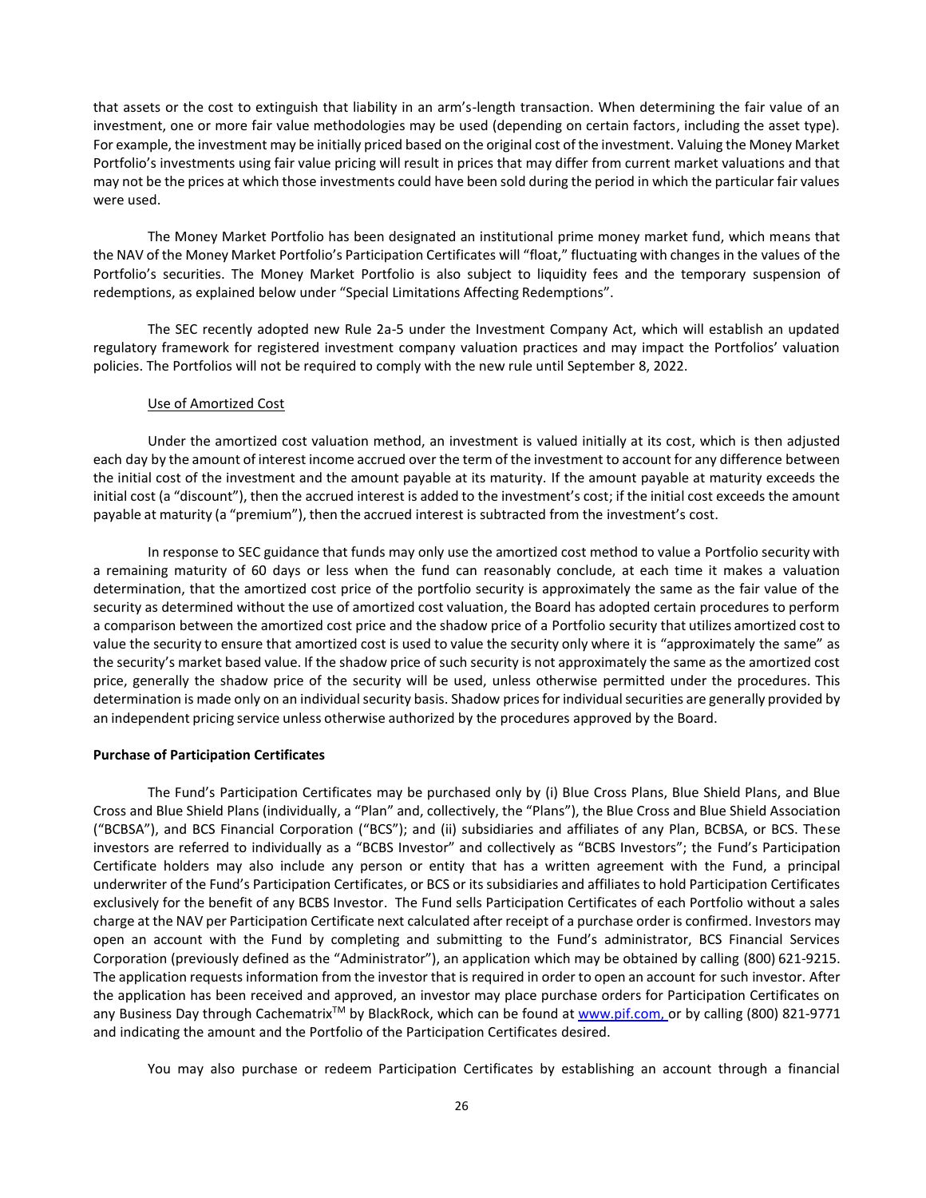that assets or the cost to extinguish that liability in an arm's-length transaction. When determining the fair value of an investment, one or more fair value methodologies may be used (depending on certain factors, including the asset type). For example, the investment may be initially priced based on the original cost of the investment. Valuing the Money Market Portfolio's investments using fair value pricing will result in prices that may differ from current market valuations and that may not be the prices at which those investments could have been sold during the period in which the particular fair values were used.

The Money Market Portfolio has been designated an institutional prime money market fund, which means that the NAV of the Money Market Portfolio's Participation Certificates will "float," fluctuating with changes in the values of the Portfolio's securities. The Money Market Portfolio is also subject to liquidity fees and the temporary suspension of redemptions, as explained below under "Special Limitations Affecting Redemptions".

The SEC recently adopted new Rule 2a-5 under the Investment Company Act, which will establish an updated regulatory framework for registered investment company valuation practices and may impact the Portfolios' valuation policies. The Portfolios will not be required to comply with the new rule until September 8, 2022.

Use of Amortized Cost

Under the amortized cost valuation method, an investment is valued initially at its cost, which is then adjusted each day by the amount of interest income accrued over the term of the investment to account for any difference between the initial cost of the investment and the amount payable at its maturity. If the amount payable at maturity exceeds the initial cost (a "discount"), then the accrued interest is added to the investment's cost; if the initial cost exceeds the amount payable at maturity (a "premium"), then the accrued interest is subtracted from the investment's cost.

In response to SEC guidance that funds may only use the amortized cost method to value a Portfolio security with a remaining maturity of 60 days or less when the fund can reasonably conclude, at each time it makes a valuation determination, that the amortized cost price of the portfolio security is approximately the same as the fair value of the security as determined without the use of amortized cost valuation, the Board has adopted certain procedures to perform a comparison between the amortized cost price and the shadow price of a Portfolio security that utilizes amortized cost to value the security to ensure that amortized cost is used to value the security only where it is "approximately the same" as the security's market based value. If the shadow price of such security is not approximately the same as the amortized cost price, generally the shadow price of the security will be used, unless otherwise permitted under the procedures. This determination is made only on an individual security basis. Shadow prices for individual securities are generally provided by an independent pricing service unless otherwise authorized by the procedures approved by the Board.

**Purchase of Participation Certificates**

The Fund's Participation Certificates may be purchased only by (i) Blue Cross Plans, Blue Shield Plans, and Blue Cross and Blue Shield Plans (individually, a "Plan" and, collectively, the "Plans"), the Blue Cross and Blue Shield Association ("BCBSA"), and BCS Financial Corporation ("BCS"); and (ii) subsidiaries and affiliates of any Plan, BCBSA, or BCS. These investors are referred to individually as a "BCBS Investor" and collectively as "BCBS Investors"; the Fund's Participation Certificate holders may also include any person or entity that has a written agreement with the Fund, a principal underwriter of the Fund's Participation Certificates, or BCS or its subsidiaries and affiliates to hold Participation Certificates exclusively for the benefit of any BCBS Investor. The Fund sells Participation Certificates of each Portfolio without a sales charge at the NAV per Participation Certificate next calculated after receipt of a purchase order is confirmed. Investors may open an account with the Fund by completing and submitting to the Fund's administrator, BCS Financial Services Corporation (previously defined as the "Administrator"), an application which may be obtained by calling (800) 621-9215. The application requests information from the investor that is required in order to open an account for such investor. After the application has been received and approved, an investor may place purchase orders for Participation Certificates on any Business Day through Cachematrix™ by BlackRock, which can be found at www.pif.com, or by calling (800) 821-9771 and indicating the amount and the Portfolio of the Participation Certificates desired.

You may also purchase or redeem Participation Certificates by establishing an account through a financial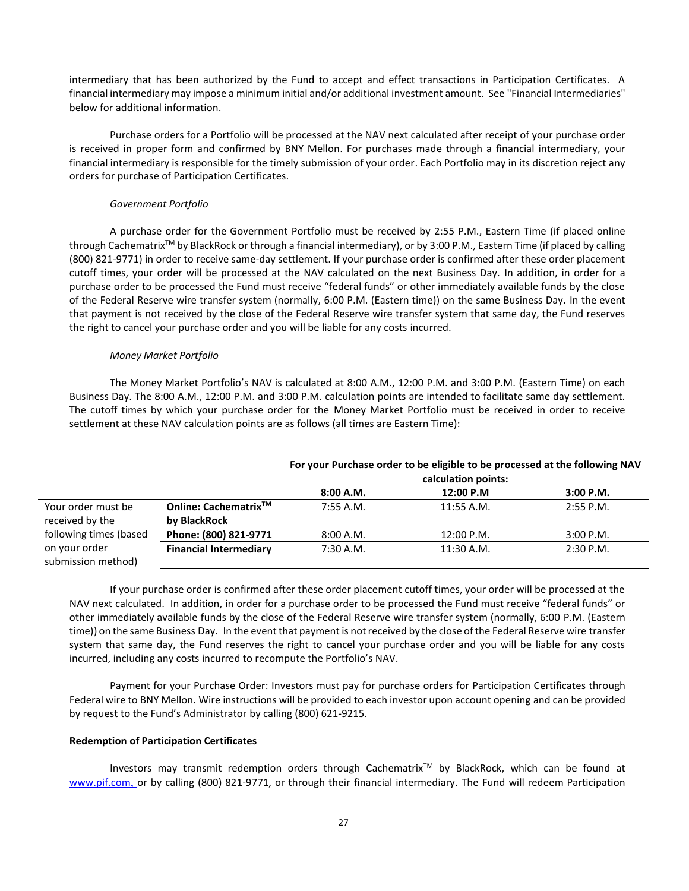intermediary that has been authorized by the Fund to accept and effect transactions in Participation Certificates. A financial intermediary may impose a minimum initial and/or additional investment amount. See "Financial Intermediaries" below for additional information.

Purchase orders for a Portfolio will be processed at the NAV next calculated after receipt of your purchase order is received in proper form and confirmed by BNY Mellon. For purchases made through a financial intermediary, your financial intermediary is responsible for the timely submission of your order. Each Portfolio may in its discretion reject any orders for purchase of Participation Certificates.

*Government Portfolio*

A purchase order for the Government Portfolio must be received by 2:55 P.M., Eastern Time (if placed online through Cachematrix™ by BlackRock or through a financial intermediary), or by 3:00 P.M., Eastern Time (if placed by calling (800) 821-9771) in order to receive same-day settlement. If your purchase order is confirmed after these order placement cutoff times, your order will be processed at the NAV calculated on the next Business Day. In addition, in order for a purchase order to be processed the Fund must receive "federal funds" or other immediately available funds by the close of the Federal Reserve wire transfer system (normally, 6:00 P.M. (Eastern time)) on the same Business Day. In the event that payment is not received by the close of the Federal Reserve wire transfer system that same day, the Fund reserves the right to cancel your purchase order and you will be liable for any costs incurred.

*Money Market Portfolio*

The Money Market Portfolio's NAV is calculated at 8:00 A.M., 12:00 P.M. and 3:00 P.M. (Eastern Time) on each Business Day. The 8:00 A.M., 12:00 P.M. and 3:00 P.M. calculation points are intended to facilitate same day settlement. The cutoff times by which your purchase order for the Money Market Portfolio must be received in order to receive settlement at these NAV calculation points are as follows (all times are Eastern Time):

| | | **For your Purchase order to be eligible to be processed at the following NAV calculation points:** | | |
|---|---|---|---|---|
| | | **8:00 A.M.** | **12:00 P.M** | **3:00 P.M.** |
| Your order must be received by the following times (based on your order submission method) | **Online: Cachematrix™ by BlackRock** | 7:55 A.M. | 11:55 A.M. | 2:55 P.M. |
| | **Phone: (800) 821-9771** | 8:00 A.M. | 12:00 P.M. | 3:00 P.M. |
| | **Financial Intermediary** | 7:30 A.M. | 11:30 A.M. | 2:30 P.M. |

If your purchase order is confirmed after these order placement cutoff times, your order will be processed at the NAV next calculated. In addition, in order for a purchase order to be processed the Fund must receive "federal funds" or other immediately available funds by the close of the Federal Reserve wire transfer system (normally, 6:00 P.M. (Eastern time)) on the same Business Day. In the event that payment is not received by the close of the Federal Reserve wire transfer system that same day, the Fund reserves the right to cancel your purchase order and you will be liable for any costs incurred, including any costs incurred to recompute the Portfolio's NAV.

Payment for your Purchase Order: Investors must pay for purchase orders for Participation Certificates through Federal wire to BNY Mellon. Wire instructions will be provided to each investor upon account opening and can be provided by request to the Fund's Administrator by calling (800) 621-9215.

**Redemption of Participation Certificates**

Investors may transmit redemption orders through Cachematrix™ by BlackRock, which can be found at www.pif.com, or by calling (800) 821-9771, or through their financial intermediary. The Fund will redeem Participation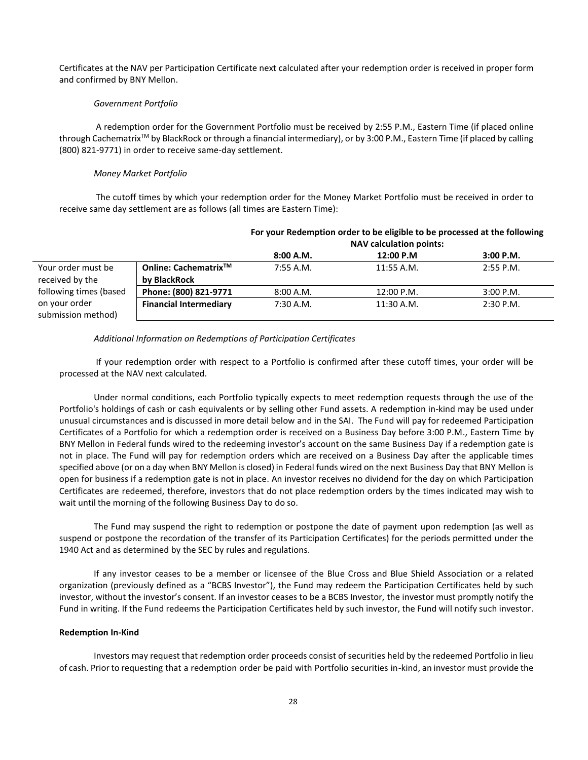Certificates at the NAV per Participation Certificate next calculated after your redemption order is received in proper form and confirmed by BNY Mellon.

*Government Portfolio*

A redemption order for the Government Portfolio must be received by 2:55 P.M., Eastern Time (if placed online through Cachematrix™ by BlackRock or through a financial intermediary), or by 3:00 P.M., Eastern Time (if placed by calling (800) 821-9771) in order to receive same-day settlement.

*Money Market Portfolio*

The cutoff times by which your redemption order for the Money Market Portfolio must be received in order to receive same day settlement are as follows (all times are Eastern Time):

| | | **For your Redemption order to be eligible to be processed at the following NAV calculation points:** | | |
|---|---|---|---|---|
| | | **8:00 A.M.** | **12:00 P.M** | **3:00 P.M.** |
| Your order must be received by the following times (based on your order submission method) | **Online: Cachematrix™ by BlackRock** | 7:55 A.M. | 11:55 A.M. | 2:55 P.M. |
| | **Phone: (800) 821-9771** | 8:00 A.M. | 12:00 P.M. | 3:00 P.M. |
| | **Financial Intermediary** | 7:30 A.M. | 11:30 A.M. | 2:30 P.M. |

*Additional Information on Redemptions of Participation Certificates*

If your redemption order with respect to a Portfolio is confirmed after these cutoff times, your order will be processed at the NAV next calculated.

Under normal conditions, each Portfolio typically expects to meet redemption requests through the use of the Portfolio's holdings of cash or cash equivalents or by selling other Fund assets. A redemption in-kind may be used under unusual circumstances and is discussed in more detail below and in the SAI. The Fund will pay for redeemed Participation Certificates of a Portfolio for which a redemption order is received on a Business Day before 3:00 P.M., Eastern Time by BNY Mellon in Federal funds wired to the redeeming investor's account on the same Business Day if a redemption gate is not in place. The Fund will pay for redemption orders which are received on a Business Day after the applicable times specified above (or on a day when BNY Mellon is closed) in Federal funds wired on the next Business Day that BNY Mellon is open for business if a redemption gate is not in place. An investor receives no dividend for the day on which Participation Certificates are redeemed, therefore, investors that do not place redemption orders by the times indicated may wish to wait until the morning of the following Business Day to do so.

The Fund may suspend the right to redemption or postpone the date of payment upon redemption (as well as suspend or postpone the recordation of the transfer of its Participation Certificates) for the periods permitted under the 1940 Act and as determined by the SEC by rules and regulations.

If any investor ceases to be a member or licensee of the Blue Cross and Blue Shield Association or a related organization (previously defined as a "BCBS Investor"), the Fund may redeem the Participation Certificates held by such investor, without the investor's consent. If an investor ceases to be a BCBS Investor, the investor must promptly notify the Fund in writing. If the Fund redeems the Participation Certificates held by such investor, the Fund will notify such investor.

**Redemption In-Kind**

Investors may request that redemption order proceeds consist of securities held by the redeemed Portfolio in lieu of cash. Prior to requesting that a redemption order be paid with Portfolio securities in-kind, an investor must provide the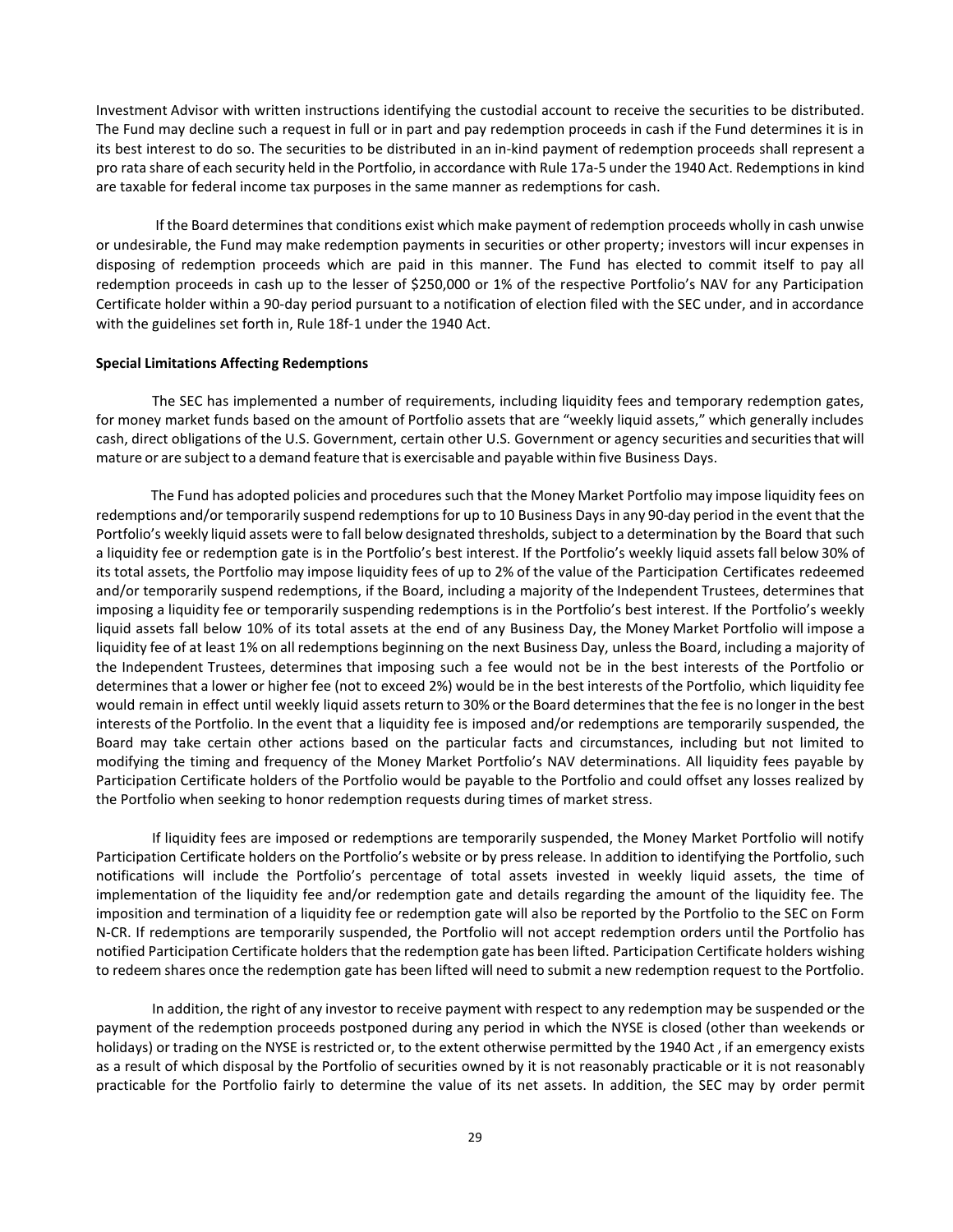Investment Advisor with written instructions identifying the custodial account to receive the securities to be distributed. The Fund may decline such a request in full or in part and pay redemption proceeds in cash if the Fund determines it is in its best interest to do so. The securities to be distributed in an in-kind payment of redemption proceeds shall represent a pro rata share of each security held in the Portfolio, in accordance with Rule 17a-5 under the 1940 Act. Redemptions in kind are taxable for federal income tax purposes in the same manner as redemptions for cash.

If the Board determines that conditions exist which make payment of redemption proceeds wholly in cash unwise or undesirable, the Fund may make redemption payments in securities or other property; investors will incur expenses in disposing of redemption proceeds which are paid in this manner. The Fund has elected to commit itself to pay all redemption proceeds in cash up to the lesser of $250,000 or 1% of the respective Portfolio's NAV for any Participation Certificate holder within a 90-day period pursuant to a notification of election filed with the SEC under, and in accordance with the guidelines set forth in, Rule 18f-1 under the 1940 Act.

**Special Limitations Affecting Redemptions**

The SEC has implemented a number of requirements, including liquidity fees and temporary redemption gates, for money market funds based on the amount of Portfolio assets that are "weekly liquid assets," which generally includes cash, direct obligations of the U.S. Government, certain other U.S. Government or agency securities and securities that will mature or are subject to a demand feature that is exercisable and payable within five Business Days.

The Fund has adopted policies and procedures such that the Money Market Portfolio may impose liquidity fees on redemptions and/or temporarily suspend redemptions for up to 10 Business Days in any 90-day period in the event that the Portfolio's weekly liquid assets were to fall below designated thresholds, subject to a determination by the Board that such a liquidity fee or redemption gate is in the Portfolio's best interest. If the Portfolio's weekly liquid assets fall below 30% of its total assets, the Portfolio may impose liquidity fees of up to 2% of the value of the Participation Certificates redeemed and/or temporarily suspend redemptions, if the Board, including a majority of the Independent Trustees, determines that imposing a liquidity fee or temporarily suspending redemptions is in the Portfolio's best interest. If the Portfolio's weekly liquid assets fall below 10% of its total assets at the end of any Business Day, the Money Market Portfolio will impose a liquidity fee of at least 1% on all redemptions beginning on the next Business Day, unless the Board, including a majority of the Independent Trustees, determines that imposing such a fee would not be in the best interests of the Portfolio or determines that a lower or higher fee (not to exceed 2%) would be in the best interests of the Portfolio, which liquidity fee would remain in effect until weekly liquid assets return to 30% or the Board determines that the fee is no longer in the best interests of the Portfolio. In the event that a liquidity fee is imposed and/or redemptions are temporarily suspended, the Board may take certain other actions based on the particular facts and circumstances, including but not limited to modifying the timing and frequency of the Money Market Portfolio's NAV determinations. All liquidity fees payable by Participation Certificate holders of the Portfolio would be payable to the Portfolio and could offset any losses realized by the Portfolio when seeking to honor redemption requests during times of market stress.

If liquidity fees are imposed or redemptions are temporarily suspended, the Money Market Portfolio will notify Participation Certificate holders on the Portfolio's website or by press release. In addition to identifying the Portfolio, such notifications will include the Portfolio's percentage of total assets invested in weekly liquid assets, the time of implementation of the liquidity fee and/or redemption gate and details regarding the amount of the liquidity fee. The imposition and termination of a liquidity fee or redemption gate will also be reported by the Portfolio to the SEC on Form N-CR. If redemptions are temporarily suspended, the Portfolio will not accept redemption orders until the Portfolio has notified Participation Certificate holders that the redemption gate has been lifted. Participation Certificate holders wishing to redeem shares once the redemption gate has been lifted will need to submit a new redemption request to the Portfolio.

In addition, the right of any investor to receive payment with respect to any redemption may be suspended or the payment of the redemption proceeds postponed during any period in which the NYSE is closed (other than weekends or holidays) or trading on the NYSE is restricted or, to the extent otherwise permitted by the 1940 Act , if an emergency exists as a result of which disposal by the Portfolio of securities owned by it is not reasonably practicable or it is not reasonably practicable for the Portfolio fairly to determine the value of its net assets. In addition, the SEC may by order permit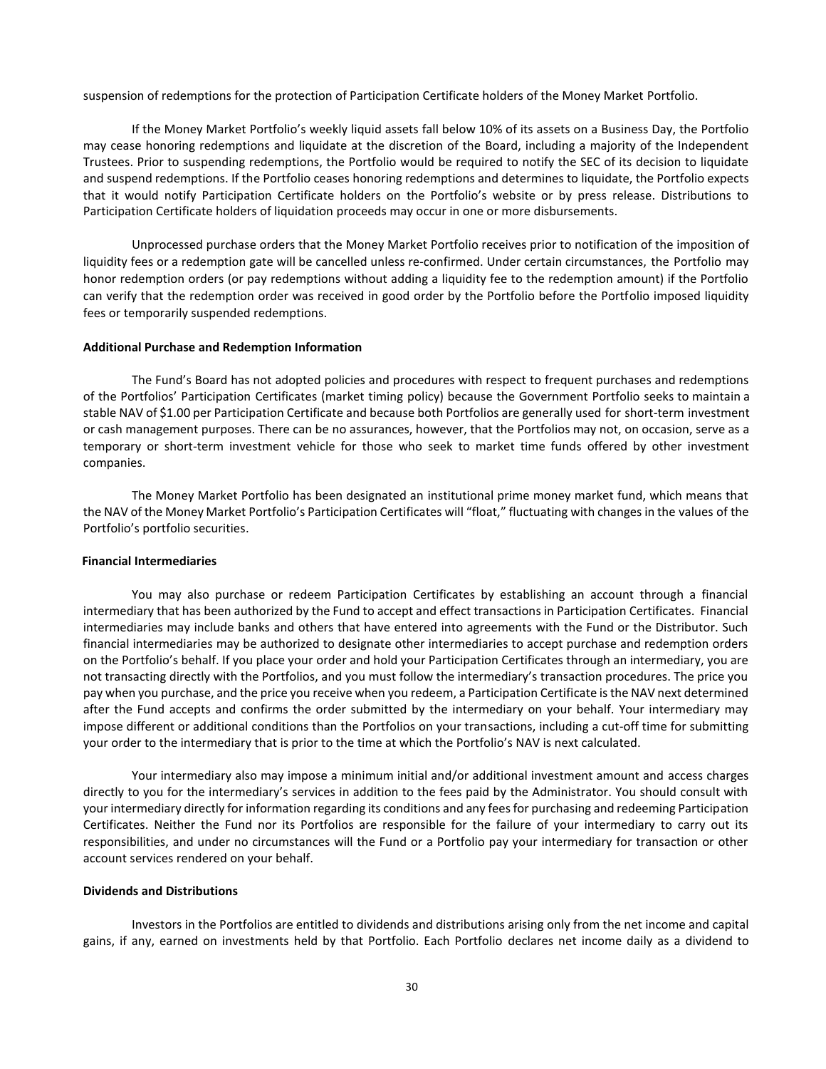suspension of redemptions for the protection of Participation Certificate holders of the Money Market Portfolio.

If the Money Market Portfolio's weekly liquid assets fall below 10% of its assets on a Business Day, the Portfolio may cease honoring redemptions and liquidate at the discretion of the Board, including a majority of the Independent Trustees. Prior to suspending redemptions, the Portfolio would be required to notify the SEC of its decision to liquidate and suspend redemptions. If the Portfolio ceases honoring redemptions and determines to liquidate, the Portfolio expects that it would notify Participation Certificate holders on the Portfolio's website or by press release. Distributions to Participation Certificate holders of liquidation proceeds may occur in one or more disbursements.

Unprocessed purchase orders that the Money Market Portfolio receives prior to notification of the imposition of liquidity fees or a redemption gate will be cancelled unless re-confirmed. Under certain circumstances, the Portfolio may honor redemption orders (or pay redemptions without adding a liquidity fee to the redemption amount) if the Portfolio can verify that the redemption order was received in good order by the Portfolio before the Portfolio imposed liquidity fees or temporarily suspended redemptions.

**Additional Purchase and Redemption Information**

The Fund's Board has not adopted policies and procedures with respect to frequent purchases and redemptions of the Portfolios' Participation Certificates (market timing policy) because the Government Portfolio seeks to maintain a stable NAV of $1.00 per Participation Certificate and because both Portfolios are generally used for short-term investment or cash management purposes. There can be no assurances, however, that the Portfolios may not, on occasion, serve as a temporary or short-term investment vehicle for those who seek to market time funds offered by other investment companies.

The Money Market Portfolio has been designated an institutional prime money market fund, which means that the NAV of the Money Market Portfolio's Participation Certificates will "float," fluctuating with changes in the values of the Portfolio's portfolio securities.

**Financial Intermediaries**

You may also purchase or redeem Participation Certificates by establishing an account through a financial intermediary that has been authorized by the Fund to accept and effect transactions in Participation Certificates. Financial intermediaries may include banks and others that have entered into agreements with the Fund or the Distributor. Such financial intermediaries may be authorized to designate other intermediaries to accept purchase and redemption orders on the Portfolio's behalf. If you place your order and hold your Participation Certificates through an intermediary, you are not transacting directly with the Portfolios, and you must follow the intermediary's transaction procedures. The price you pay when you purchase, and the price you receive when you redeem, a Participation Certificate is the NAV next determined after the Fund accepts and confirms the order submitted by the intermediary on your behalf. Your intermediary may impose different or additional conditions than the Portfolios on your transactions, including a cut-off time for submitting your order to the intermediary that is prior to the time at which the Portfolio's NAV is next calculated.

Your intermediary also may impose a minimum initial and/or additional investment amount and access charges directly to you for the intermediary's services in addition to the fees paid by the Administrator. You should consult with your intermediary directly for information regarding its conditions and any fees for purchasing and redeeming Participation Certificates. Neither the Fund nor its Portfolios are responsible for the failure of your intermediary to carry out its responsibilities, and under no circumstances will the Fund or a Portfolio pay your intermediary for transaction or other account services rendered on your behalf.

**Dividends and Distributions**

Investors in the Portfolios are entitled to dividends and distributions arising only from the net income and capital gains, if any, earned on investments held by that Portfolio. Each Portfolio declares net income daily as a dividend to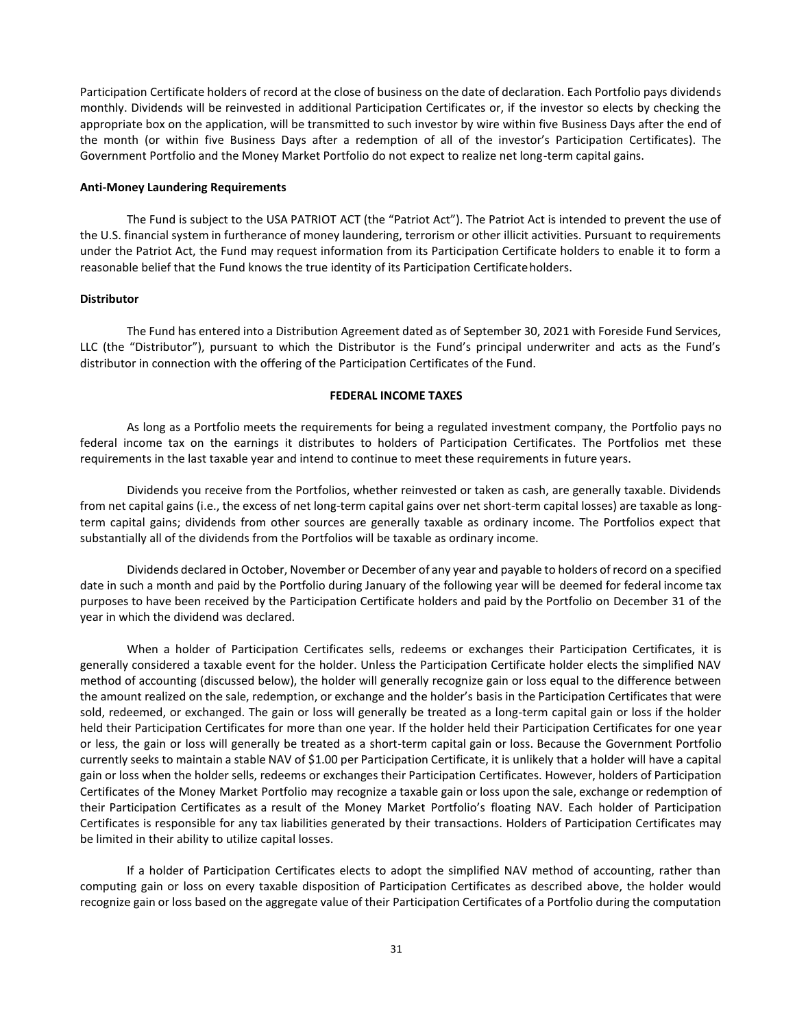Participation Certificate holders of record at the close of business on the date of declaration. Each Portfolio pays dividends monthly. Dividends will be reinvested in additional Participation Certificates or, if the investor so elects by checking the appropriate box on the application, will be transmitted to such investor by wire within five Business Days after the end of the month (or within five Business Days after a redemption of all of the investor's Participation Certificates). The Government Portfolio and the Money Market Portfolio do not expect to realize net long-term capital gains.

**Anti-Money Laundering Requirements**

The Fund is subject to the USA PATRIOT ACT (the "Patriot Act"). The Patriot Act is intended to prevent the use of the U.S. financial system in furtherance of money laundering, terrorism or other illicit activities. Pursuant to requirements under the Patriot Act, the Fund may request information from its Participation Certificate holders to enable it to form a reasonable belief that the Fund knows the true identity of its Participation Certificate holders.

**Distributor**

The Fund has entered into a Distribution Agreement dated as of September 30, 2021 with Foreside Fund Services, LLC (the "Distributor"), pursuant to which the Distributor is the Fund's principal underwriter and acts as the Fund's distributor in connection with the offering of the Participation Certificates of the Fund.

## FEDERAL INCOME TAXES

As long as a Portfolio meets the requirements for being a regulated investment company, the Portfolio pays no federal income tax on the earnings it distributes to holders of Participation Certificates. The Portfolios met these requirements in the last taxable year and intend to continue to meet these requirements in future years.

Dividends you receive from the Portfolios, whether reinvested or taken as cash, are generally taxable. Dividends from net capital gains (i.e., the excess of net long-term capital gains over net short-term capital losses) are taxable as long-term capital gains; dividends from other sources are generally taxable as ordinary income. The Portfolios expect that substantially all of the dividends from the Portfolios will be taxable as ordinary income.

Dividends declared in October, November or December of any year and payable to holders of record on a specified date in such a month and paid by the Portfolio during January of the following year will be deemed for federal income tax purposes to have been received by the Participation Certificate holders and paid by the Portfolio on December 31 of the year in which the dividend was declared.

When a holder of Participation Certificates sells, redeems or exchanges their Participation Certificates, it is generally considered a taxable event for the holder. Unless the Participation Certificate holder elects the simplified NAV method of accounting (discussed below), the holder will generally recognize gain or loss equal to the difference between the amount realized on the sale, redemption, or exchange and the holder's basis in the Participation Certificates that were sold, redeemed, or exchanged. The gain or loss will generally be treated as a long-term capital gain or loss if the holder held their Participation Certificates for more than one year. If the holder held their Participation Certificates for one year or less, the gain or loss will generally be treated as a short-term capital gain or loss. Because the Government Portfolio currently seeks to maintain a stable NAV of $1.00 per Participation Certificate, it is unlikely that a holder will have a capital gain or loss when the holder sells, redeems or exchanges their Participation Certificates. However, holders of Participation Certificates of the Money Market Portfolio may recognize a taxable gain or loss upon the sale, exchange or redemption of their Participation Certificates as a result of the Money Market Portfolio's floating NAV. Each holder of Participation Certificates is responsible for any tax liabilities generated by their transactions. Holders of Participation Certificates may be limited in their ability to utilize capital losses.

If a holder of Participation Certificates elects to adopt the simplified NAV method of accounting, rather than computing gain or loss on every taxable disposition of Participation Certificates as described above, the holder would recognize gain or loss based on the aggregate value of their Participation Certificates of a Portfolio during the computation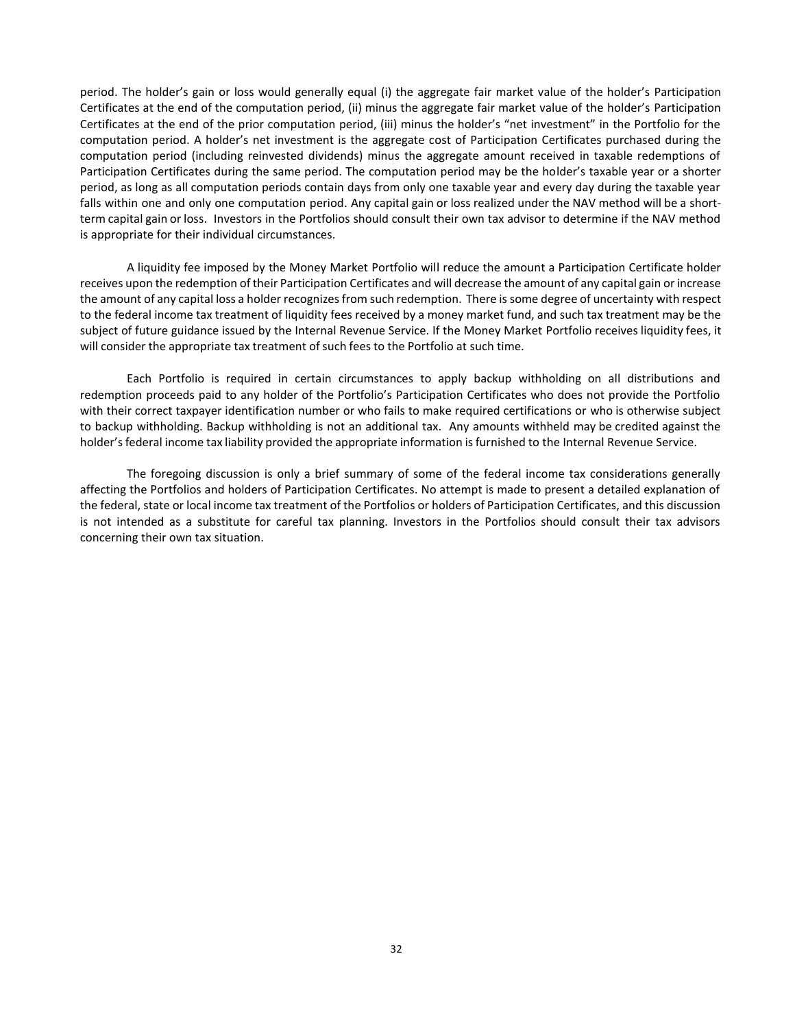period. The holder's gain or loss would generally equal (i) the aggregate fair market value of the holder's Participation Certificates at the end of the computation period, (ii) minus the aggregate fair market value of the holder's Participation Certificates at the end of the prior computation period, (iii) minus the holder's "net investment" in the Portfolio for the computation period. A holder's net investment is the aggregate cost of Participation Certificates purchased during the computation period (including reinvested dividends) minus the aggregate amount received in taxable redemptions of Participation Certificates during the same period. The computation period may be the holder's taxable year or a shorter period, as long as all computation periods contain days from only one taxable year and every day during the taxable year falls within one and only one computation period. Any capital gain or loss realized under the NAV method will be a short-term capital gain or loss. Investors in the Portfolios should consult their own tax advisor to determine if the NAV method is appropriate for their individual circumstances.

A liquidity fee imposed by the Money Market Portfolio will reduce the amount a Participation Certificate holder receives upon the redemption of their Participation Certificates and will decrease the amount of any capital gain or increase the amount of any capital loss a holder recognizes from such redemption. There is some degree of uncertainty with respect to the federal income tax treatment of liquidity fees received by a money market fund, and such tax treatment may be the subject of future guidance issued by the Internal Revenue Service. If the Money Market Portfolio receives liquidity fees, it will consider the appropriate tax treatment of such fees to the Portfolio at such time.

Each Portfolio is required in certain circumstances to apply backup withholding on all distributions and redemption proceeds paid to any holder of the Portfolio's Participation Certificates who does not provide the Portfolio with their correct taxpayer identification number or who fails to make required certifications or who is otherwise subject to backup withholding. Backup withholding is not an additional tax. Any amounts withheld may be credited against the holder's federal income tax liability provided the appropriate information is furnished to the Internal Revenue Service.

The foregoing discussion is only a brief summary of some of the federal income tax considerations generally affecting the Portfolios and holders of Participation Certificates. No attempt is made to present a detailed explanation of the federal, state or local income tax treatment of the Portfolios or holders of Participation Certificates, and this discussion is not intended as a substitute for careful tax planning. Investors in the Portfolios should consult their tax advisors concerning their own tax situation.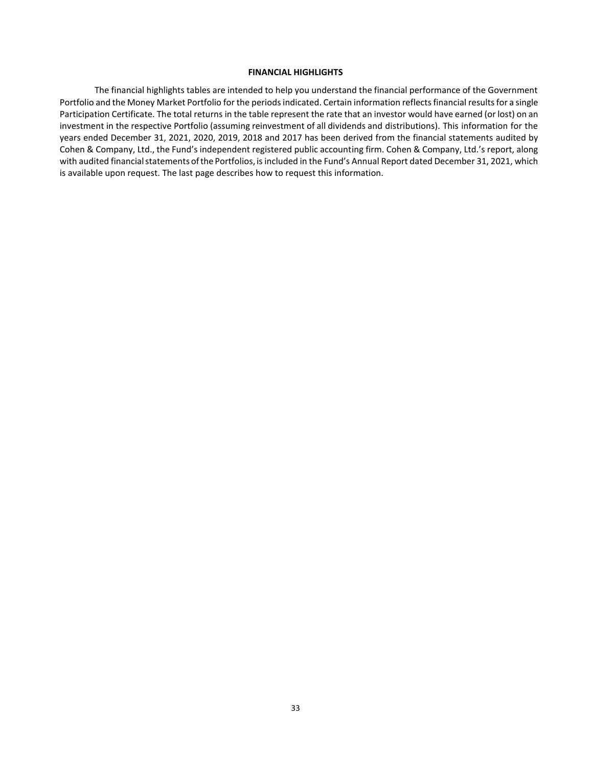## FINANCIAL HIGHLIGHTS

The financial highlights tables are intended to help you understand the financial performance of the Government Portfolio and the Money Market Portfolio for the periods indicated. Certain information reflects financial results for a single Participation Certificate. The total returns in the table represent the rate that an investor would have earned (or lost) on an investment in the respective Portfolio (assuming reinvestment of all dividends and distributions). This information for the years ended December 31, 2021, 2020, 2019, 2018 and 2017 has been derived from the financial statements audited by Cohen & Company, Ltd., the Fund's independent registered public accounting firm. Cohen & Company, Ltd.'s report, along with audited financial statements of the Portfolios, is included in the Fund's Annual Report dated December 31, 2021, which is available upon request. The last page describes how to request this information.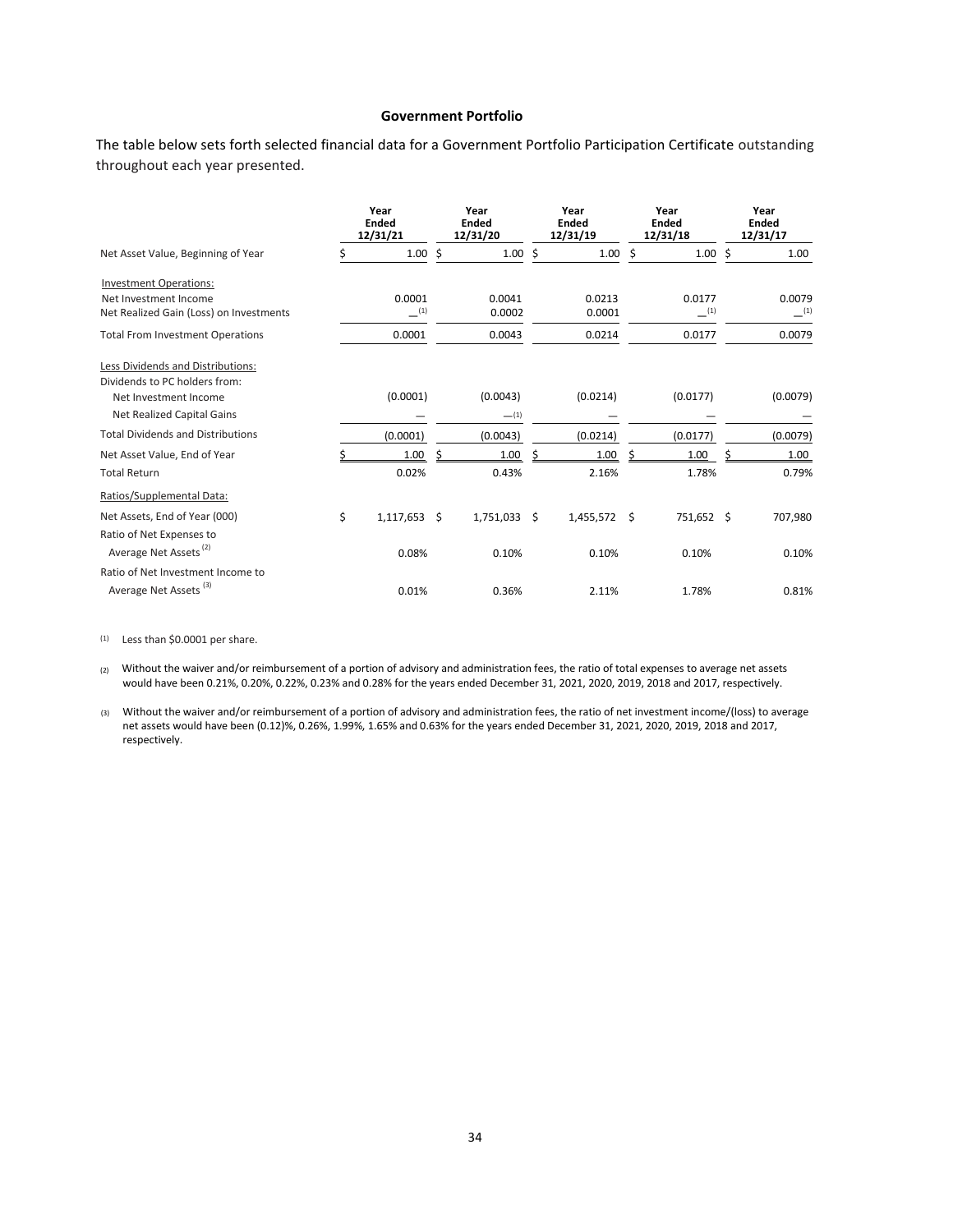## Government Portfolio

The table below sets forth selected financial data for a Government Portfolio Participation Certificate outstanding throughout each year presented.

| | Year Ended 12/31/21 | Year Ended 12/31/20 | Year Ended 12/31/19 | Year Ended 12/31/18 | Year Ended 12/31/17 |
|---|---|---|---|---|---|
| Net Asset Value, Beginning of Year | $ 1.00 | $ 1.00 | $ 1.00 | $ 1.00 | $ 1.00 |
| Investment Operations: | | | | | |
| Net Investment Income | 0.0001 | 0.0041 | 0.0213 | 0.0177 | 0.0079 |
| Net Realized Gain (Loss) on Investments | —[1] | 0.0002 | 0.0001 | —[1] | —[1] |
| Total From Investment Operations | 0.0001 | 0.0043 | 0.0214 | 0.0177 | 0.0079 |
| Less Dividends and Distributions: | | | | | |
| Dividends to PC holders from: | | | | | |
| Net Investment Income | (0.0001) | (0.0043) | (0.0214) | (0.0177) | (0.0079) |
| Net Realized Capital Gains | — | —[1] | — | — | — |
| Total Dividends and Distributions | (0.0001) | (0.0043) | (0.0214) | (0.0177) | (0.0079) |
| Net Asset Value, End of Year | $ 1.00 | $ 1.00 | $ 1.00 | $ 1.00 | $ 1.00 |
| Total Return | 0.02% | 0.43% | 2.16% | 1.78% | 0.79% |
| Ratios/Supplemental Data: | | | | | |
| Net Assets, End of Year (000) | $ 1,117,653 | $ 1,751,033 | $ 1,455,572 | $ 751,652 | $ 707,980 |
| Ratio of Net Expenses to Average Net Assets [2] | 0.08% | 0.10% | 0.10% | 0.10% | 0.10% |
| Ratio of Net Investment Income to Average Net Assets [3] | 0.01% | 0.36% | 2.11% | 1.78% | 0.81% |

(1) Less than $0.0001 per share.

(2) Without the waiver and/or reimbursement of a portion of advisory and administration fees, the ratio of total expenses to average net assets would have been 0.21%, 0.20%, 0.22%, 0.23% and 0.28% for the years ended December 31, 2021, 2020, 2019, 2018 and 2017, respectively.

(3) Without the waiver and/or reimbursement of a portion of advisory and administration fees, the ratio of net investment income/(loss) to average net assets would have been (0.12)%, 0.26%, 1.99%, 1.65% and 0.63% for the years ended December 31, 2021, 2020, 2019, 2018 and 2017, respectively.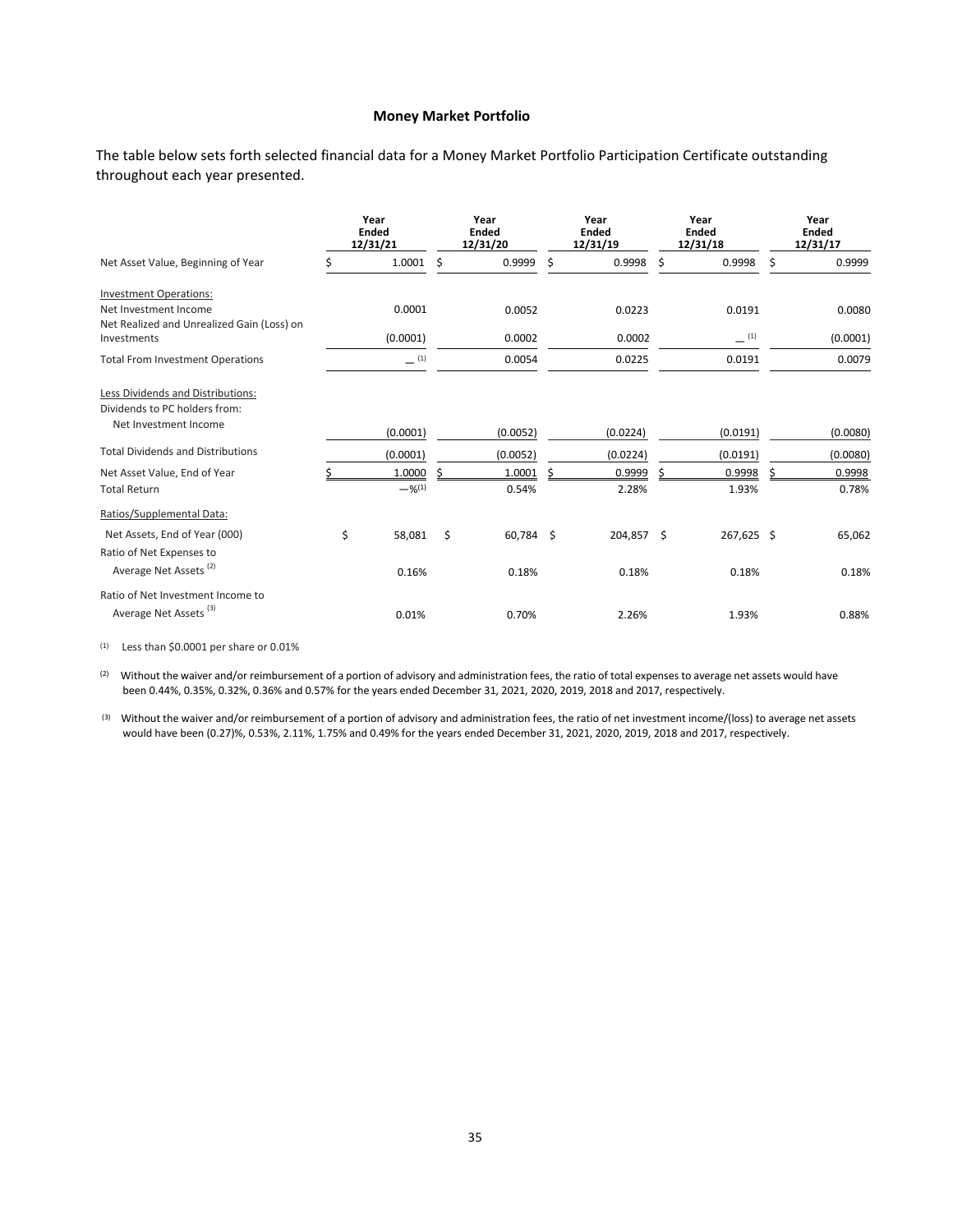**Money Market Portfolio**

The table below sets forth selected financial data for a Money Market Portfolio Participation Certificate outstanding throughout each year presented.

| | Year Ended 12/31/21 | Year Ended 12/31/20 | Year Ended 12/31/19 | Year Ended 12/31/18 | Year Ended 12/31/17 |
|---|---|---|---|---|---|
| Net Asset Value, Beginning of Year | $ 1.0001 | $ 0.9999 | $ 0.9998 | $ 0.9998 | $ 0.9999 |
| Investment Operations: | | | | | |
| Net Investment Income | 0.0001 | 0.0052 | 0.0223 | 0.0191 | 0.0080 |
| Net Realized and Unrealized Gain (Loss) on Investments | (0.0001) | 0.0002 | 0.0002 | — [1] | (0.0001) |
| Total From Investment Operations | — [1] | 0.0054 | 0.0225 | 0.0191 | 0.0079 |
| Less Dividends and Distributions: | | | | | |
| Dividends to PC holders from: | | | | | |
| Net Investment Income | (0.0001) | (0.0052) | (0.0224) | (0.0191) | (0.0080) |
| Total Dividends and Distributions | (0.0001) | (0.0052) | (0.0224) | (0.0191) | (0.0080) |
| Net Asset Value, End of Year | $ 1.0000 | $ 1.0001 | $ 0.9999 | $ 0.9998 | $ 0.9998 |
| Total Return | —% [1] | 0.54% | 2.28% | 1.93% | 0.78% |
| Ratios/Supplemental Data: | | | | | |
| Net Assets, End of Year (000) | $ 58,081 | $ 60,784 | $ 204,857 | $ 267,625 | $ 65,062 |
| Ratio of Net Expenses to Average Net Assets [2] | 0.16% | 0.18% | 0.18% | 0.18% | 0.18% |
| Ratio of Net Investment Income to Average Net Assets [3] | 0.01% | 0.70% | 2.26% | 1.93% | 0.88% |

(1) Less than $0.0001 per share or 0.01%

(2) Without the waiver and/or reimbursement of a portion of advisory and administration fees, the ratio of total expenses to average net assets would have been 0.44%, 0.35%, 0.32%, 0.36% and 0.57% for the years ended December 31, 2021, 2020, 2019, 2018 and 2017, respectively.

(3) Without the waiver and/or reimbursement of a portion of advisory and administration fees, the ratio of net investment income/(loss) to average net assets would have been (0.27)%, 0.53%, 2.11%, 1.75% and 0.49% for the years ended December 31, 2021, 2020, 2019, 2018 and 2017, respectively.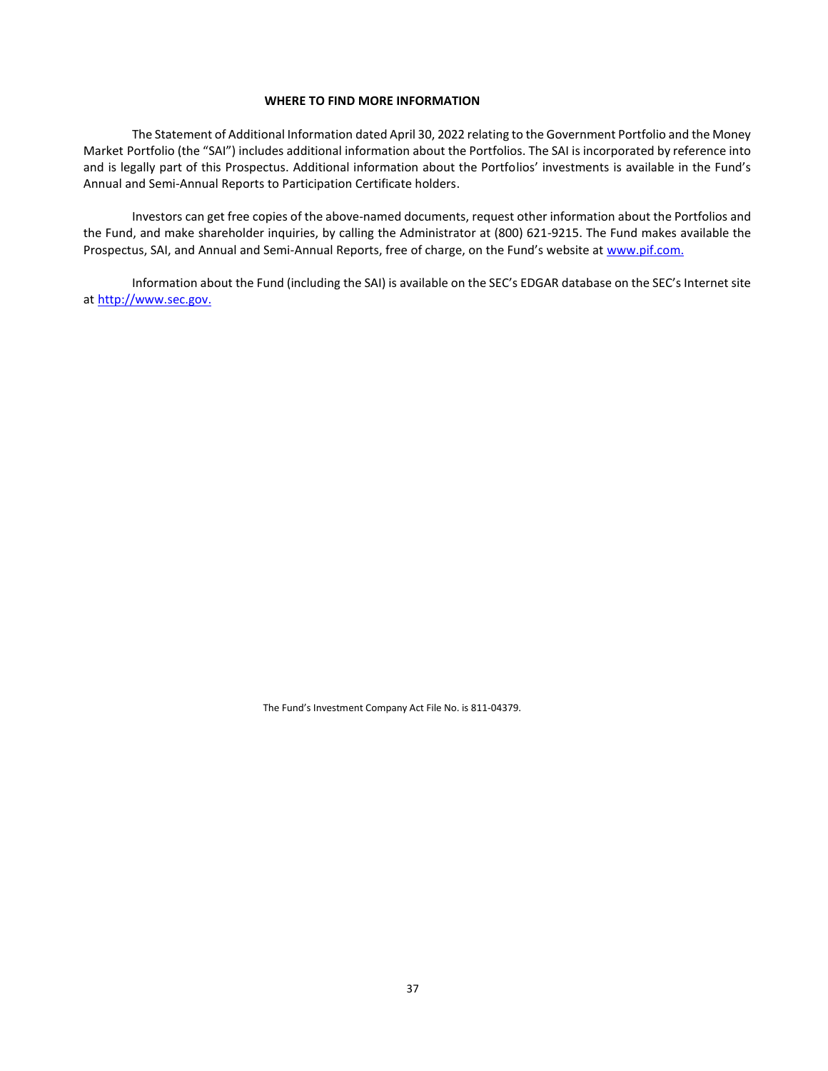## WHERE TO FIND MORE INFORMATION

The Statement of Additional Information dated April 30, 2022 relating to the Government Portfolio and the Money Market Portfolio (the "SAI") includes additional information about the Portfolios. The SAI is incorporated by reference into and is legally part of this Prospectus. Additional information about the Portfolios' investments is available in the Fund's Annual and Semi-Annual Reports to Participation Certificate holders.

Investors can get free copies of the above-named documents, request other information about the Portfolios and the Fund, and make shareholder inquiries, by calling the Administrator at (800) 621-9215. The Fund makes available the Prospectus, SAI, and Annual and Semi-Annual Reports, free of charge, on the Fund's website at www.pif.com.

Information about the Fund (including the SAI) is available on the SEC's EDGAR database on the SEC's Internet site at http://www.sec.gov.

The Fund's Investment Company Act File No. is 811-04379.